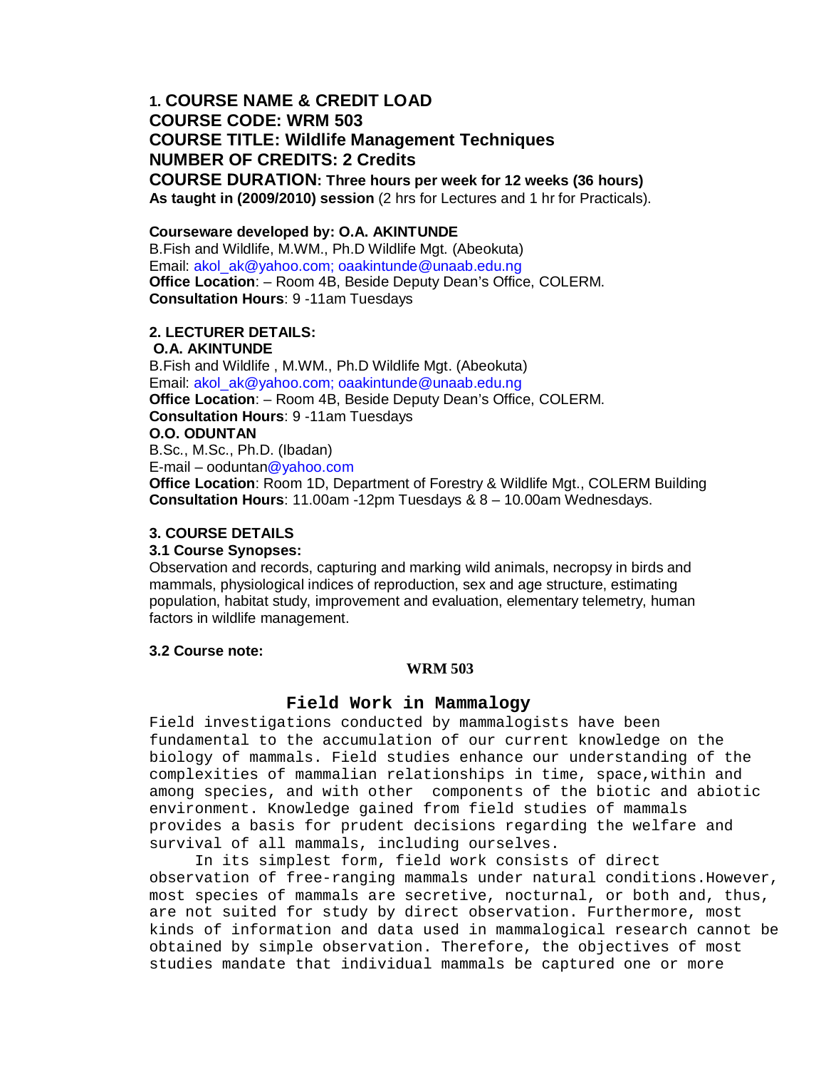## 1. COURSE NAME & CREDIT LOAD

**COURSE CODE: WRM 503**

**COURSE TITLE: Wildlife Management Techniques**

**NUMBER OF CREDITS: 2 Credits**

**COURSE DURATION: Three hours per week for 12 weeks (36 hours)**

**As taught in (2009/2010) session** (2 hrs for Lectures and 1 hr for Practicals).

**Courseware developed by: O.A. AKINTUNDE**

B.Fish and Wildlife, M.WM., Ph.D Wildlife Mgt. (Abeokuta)

Email: akol_ak@yahoo.com; oaakintunde@unaab.edu.ng

**Office Location**: – Room 4B, Beside Deputy Dean's Office, COLERM.

**Consultation Hours**: 9 -11am Tuesdays

## 2. LECTURER DETAILS:

**O.A. AKINTUNDE**

B.Fish and Wildlife , M.WM., Ph.D Wildlife Mgt. (Abeokuta)

Email: akol_ak@yahoo.com; oaakintunde@unaab.edu.ng

**Office Location**: – Room 4B, Beside Deputy Dean's Office, COLERM.

**Consultation Hours**: 9 -11am Tuesdays

**O.O. ODUNTAN**

B.Sc., M.Sc., Ph.D. (Ibadan)

E-mail – ooduntan@yahoo.com

**Office Location**: Room 1D, Department of Forestry & Wildlife Mgt., COLERM Building

**Consultation Hours**: 11.00am -12pm Tuesdays & 8 – 10.00am Wednesdays.

## 3. COURSE DETAILS

### 3.1 Course Synopses:

Observation and records, capturing and marking wild animals, necropsy in birds and mammals, physiological indices of reproduction, sex and age structure, estimating population, habitat study, improvement and evaluation, elementary telemetry, human factors in wildlife management.

### 3.2 Course note:

**WRM 503**

### Field Work in Mammalogy

Field investigations conducted by mammalogists have been fundamental to the accumulation of our current knowledge on the biology of mammals. Field studies enhance our understanding of the complexities of mammalian relationships in time, space,within and among species, and with other components of the biotic and abiotic environment. Knowledge gained from field studies of mammals provides a basis for prudent decisions regarding the welfare and survival of all mammals, including ourselves.

In its simplest form, field work consists of direct observation of free-ranging mammals under natural conditions.However, most species of mammals are secretive, nocturnal, or both and, thus, are not suited for study by direct observation. Furthermore, most kinds of information and data used in mammalogical research cannot be obtained by simple observation. Therefore, the objectives of most studies mandate that individual mammals be captured one or more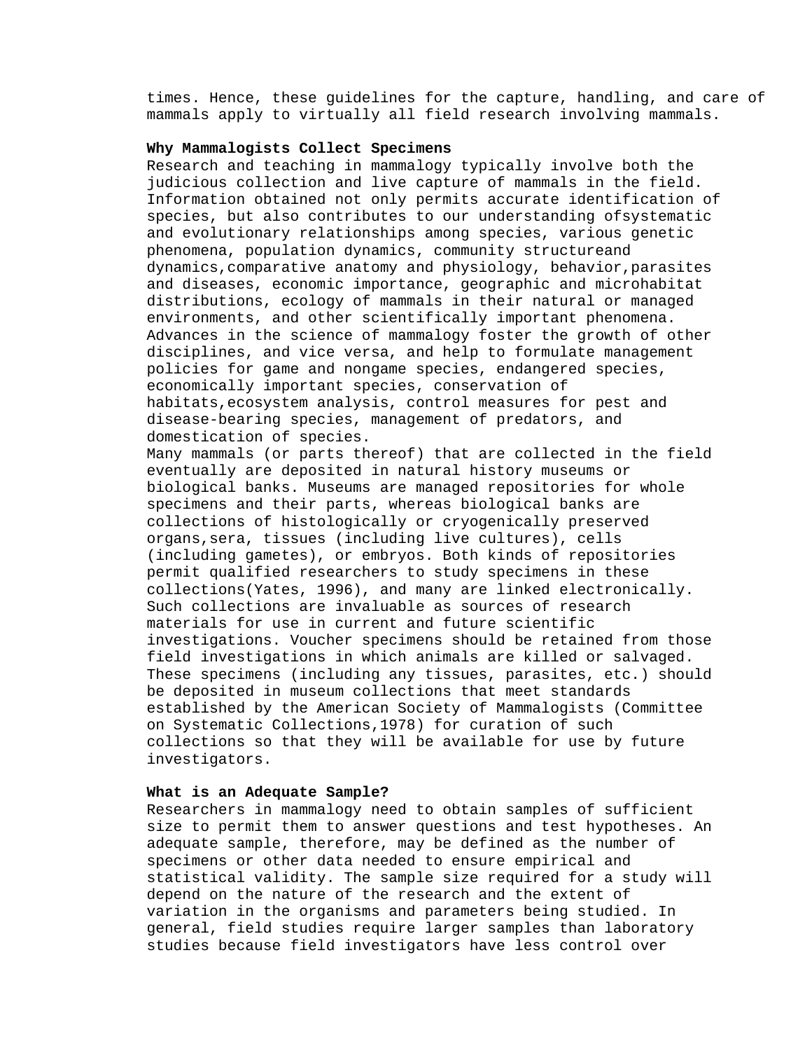times. Hence, these guidelines for the capture, handling, and care of mammals apply to virtually all field research involving mammals.

**Why Mammalogists Collect Specimens**

Research and teaching in mammalogy typically involve both the judicious collection and live capture of mammals in the field. Information obtained not only permits accurate identification of species, but also contributes to our understanding ofsystematic and evolutionary relationships among species, various genetic phenomena, population dynamics, community structureand dynamics,comparative anatomy and physiology, behavior,parasites and diseases, economic importance, geographic and microhabitat distributions, ecology of mammals in their natural or managed environments, and other scientifically important phenomena. Advances in the science of mammalogy foster the growth of other disciplines, and vice versa, and help to formulate management policies for game and nongame species, endangered species, economically important species, conservation of habitats,ecosystem analysis, control measures for pest and disease-bearing species, management of predators, and domestication of species.

Many mammals (or parts thereof) that are collected in the field eventually are deposited in natural history museums or biological banks. Museums are managed repositories for whole specimens and their parts, whereas biological banks are collections of histologically or cryogenically preserved organs,sera, tissues (including live cultures), cells (including gametes), or embryos. Both kinds of repositories permit qualified researchers to study specimens in these collections(Yates, 1996), and many are linked electronically. Such collections are invaluable as sources of research materials for use in current and future scientific investigations. Voucher specimens should be retained from those field investigations in which animals are killed or salvaged. These specimens (including any tissues, parasites, etc.) should be deposited in museum collections that meet standards established by the American Society of Mammalogists (Committee on Systematic Collections,1978) for curation of such collections so that they will be available for use by future investigators.

**What is an Adequate Sample?**

Researchers in mammalogy need to obtain samples of sufficient size to permit them to answer questions and test hypotheses. An adequate sample, therefore, may be defined as the number of specimens or other data needed to ensure empirical and statistical validity. The sample size required for a study will depend on the nature of the research and the extent of variation in the organisms and parameters being studied. In general, field studies require larger samples than laboratory studies because field investigators have less control over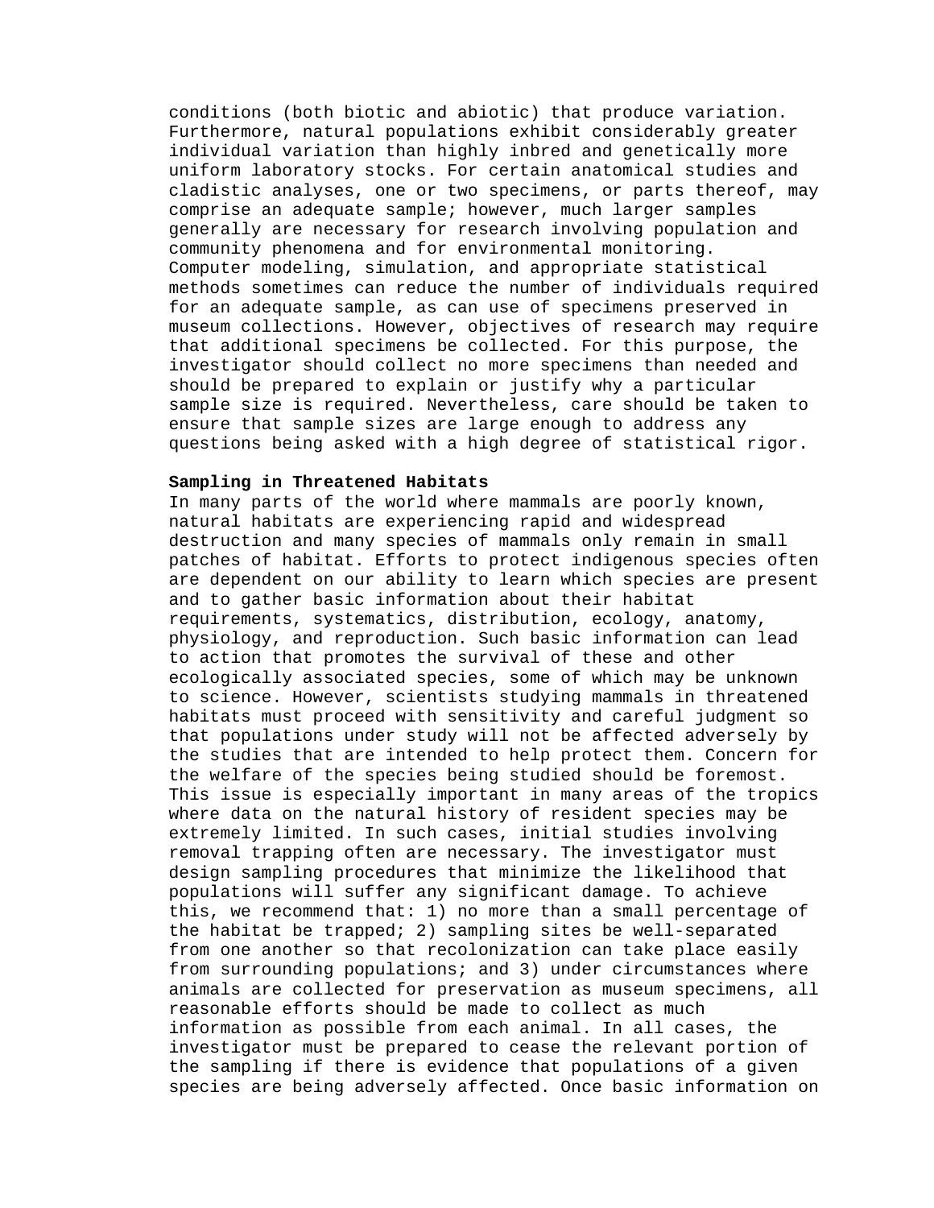conditions (both biotic and abiotic) that produce variation. Furthermore, natural populations exhibit considerably greater individual variation than highly inbred and genetically more uniform laboratory stocks. For certain anatomical studies and cladistic analyses, one or two specimens, or parts thereof, may comprise an adequate sample; however, much larger samples generally are necessary for research involving population and community phenomena and for environmental monitoring. Computer modeling, simulation, and appropriate statistical methods sometimes can reduce the number of individuals required for an adequate sample, as can use of specimens preserved in museum collections. However, objectives of research may require that additional specimens be collected. For this purpose, the investigator should collect no more specimens than needed and should be prepared to explain or justify why a particular sample size is required. Nevertheless, care should be taken to ensure that sample sizes are large enough to address any questions being asked with a high degree of statistical rigor.

**Sampling in Threatened Habitats**

In many parts of the world where mammals are poorly known, natural habitats are experiencing rapid and widespread destruction and many species of mammals only remain in small patches of habitat. Efforts to protect indigenous species often are dependent on our ability to learn which species are present and to gather basic information about their habitat requirements, systematics, distribution, ecology, anatomy, physiology, and reproduction. Such basic information can lead to action that promotes the survival of these and other ecologically associated species, some of which may be unknown to science. However, scientists studying mammals in threatened habitats must proceed with sensitivity and careful judgment so that populations under study will not be affected adversely by the studies that are intended to help protect them. Concern for the welfare of the species being studied should be foremost. This issue is especially important in many areas of the tropics where data on the natural history of resident species may be extremely limited. In such cases, initial studies involving removal trapping often are necessary. The investigator must design sampling procedures that minimize the likelihood that populations will suffer any significant damage. To achieve this, we recommend that: 1) no more than a small percentage of the habitat be trapped; 2) sampling sites be well-separated from one another so that recolonization can take place easily from surrounding populations; and 3) under circumstances where animals are collected for preservation as museum specimens, all reasonable efforts should be made to collect as much information as possible from each animal. In all cases, the investigator must be prepared to cease the relevant portion of the sampling if there is evidence that populations of a given species are being adversely affected. Once basic information on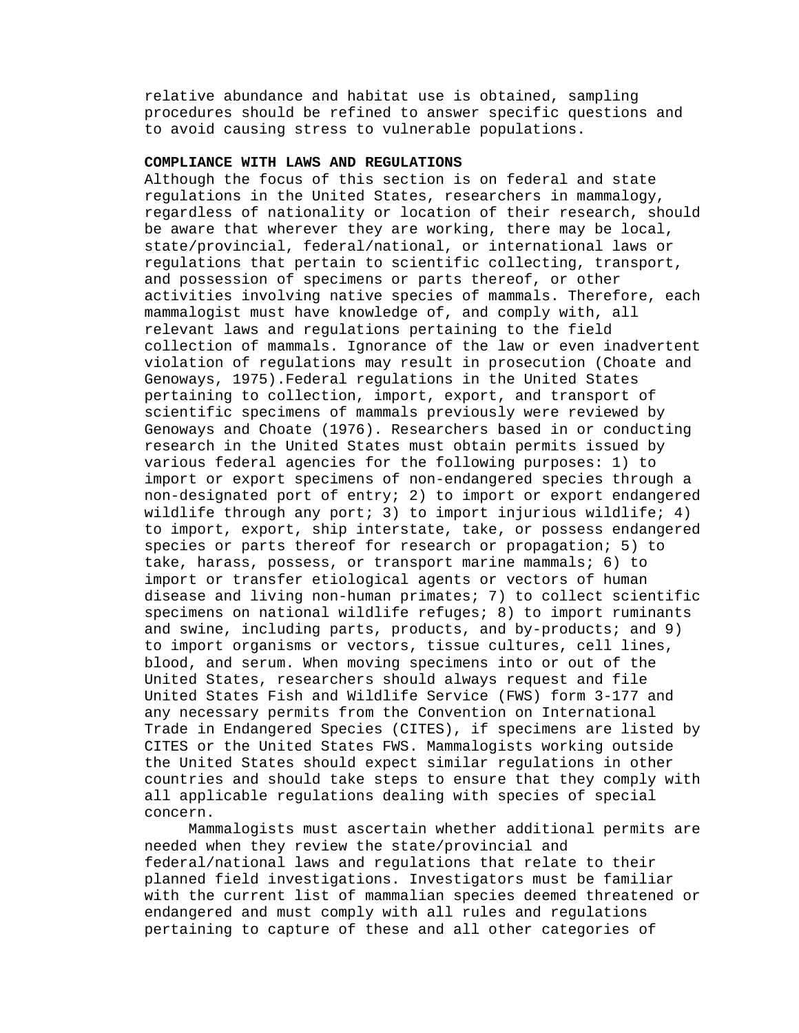relative abundance and habitat use is obtained, sampling procedures should be refined to answer specific questions and to avoid causing stress to vulnerable populations.

## COMPLIANCE WITH LAWS AND REGULATIONS

Although the focus of this section is on federal and state regulations in the United States, researchers in mammalogy, regardless of nationality or location of their research, should be aware that wherever they are working, there may be local, state/provincial, federal/national, or international laws or regulations that pertain to scientific collecting, transport, and possession of specimens or parts thereof, or other activities involving native species of mammals. Therefore, each mammalogist must have knowledge of, and comply with, all relevant laws and regulations pertaining to the field collection of mammals. Ignorance of the law or even inadvertent violation of regulations may result in prosecution (Choate and Genoways, 1975).Federal regulations in the United States pertaining to collection, import, export, and transport of scientific specimens of mammals previously were reviewed by Genoways and Choate (1976). Researchers based in or conducting research in the United States must obtain permits issued by various federal agencies for the following purposes: 1) to import or export specimens of non-endangered species through a non-designated port of entry; 2) to import or export endangered wildlife through any port; 3) to import injurious wildlife; 4) to import, export, ship interstate, take, or possess endangered species or parts thereof for research or propagation; 5) to take, harass, possess, or transport marine mammals; 6) to import or transfer etiological agents or vectors of human disease and living non-human primates; 7) to collect scientific specimens on national wildlife refuges; 8) to import ruminants and swine, including parts, products, and by-products; and 9) to import organisms or vectors, tissue cultures, cell lines, blood, and serum. When moving specimens into or out of the United States, researchers should always request and file United States Fish and Wildlife Service (FWS) form 3-177 and any necessary permits from the Convention on International Trade in Endangered Species (CITES), if specimens are listed by CITES or the United States FWS. Mammalogists working outside the United States should expect similar regulations in other countries and should take steps to ensure that they comply with all applicable regulations dealing with species of special concern.

Mammalogists must ascertain whether additional permits are needed when they review the state/provincial and federal/national laws and regulations that relate to their planned field investigations. Investigators must be familiar with the current list of mammalian species deemed threatened or endangered and must comply with all rules and regulations pertaining to capture of these and all other categories of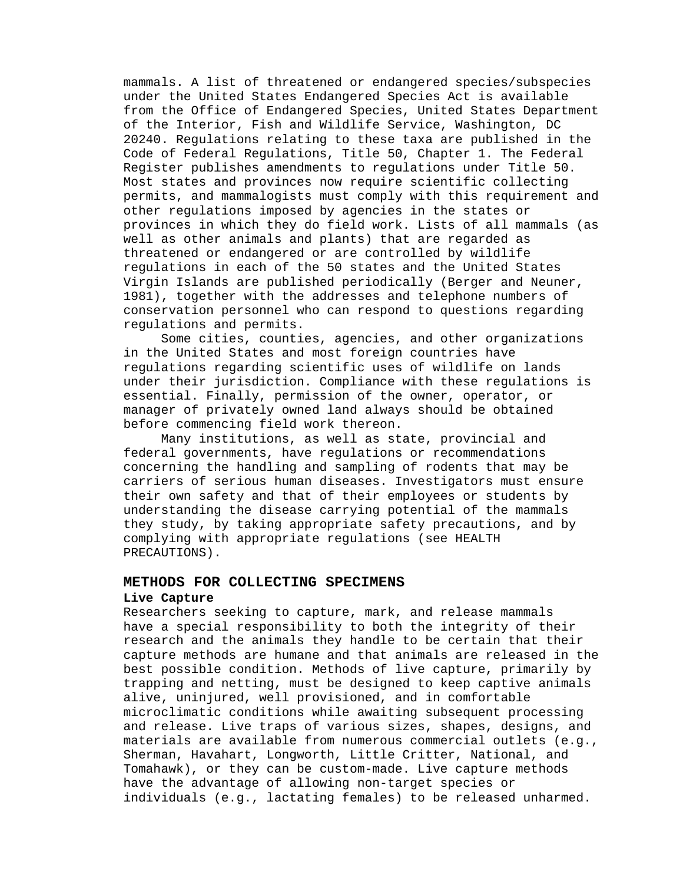mammals. A list of threatened or endangered species/subspecies under the United States Endangered Species Act is available from the Office of Endangered Species, United States Department of the Interior, Fish and Wildlife Service, Washington, DC 20240. Regulations relating to these taxa are published in the Code of Federal Regulations, Title 50, Chapter 1. The Federal Register publishes amendments to regulations under Title 50. Most states and provinces now require scientific collecting permits, and mammalogists must comply with this requirement and other regulations imposed by agencies in the states or provinces in which they do field work. Lists of all mammals (as well as other animals and plants) that are regarded as threatened or endangered or are controlled by wildlife regulations in each of the 50 states and the United States Virgin Islands are published periodically (Berger and Neuner, 1981), together with the addresses and telephone numbers of conservation personnel who can respond to questions regarding regulations and permits.

Some cities, counties, agencies, and other organizations in the United States and most foreign countries have regulations regarding scientific uses of wildlife on lands under their jurisdiction. Compliance with these regulations is essential. Finally, permission of the owner, operator, or manager of privately owned land always should be obtained before commencing field work thereon.

Many institutions, as well as state, provincial and federal governments, have regulations or recommendations concerning the handling and sampling of rodents that may be carriers of serious human diseases. Investigators must ensure their own safety and that of their employees or students by understanding the disease carrying potential of the mammals they study, by taking appropriate safety precautions, and by complying with appropriate regulations (see HEALTH PRECAUTIONS).

## METHODS FOR COLLECTING SPECIMENS

### Live Capture

Researchers seeking to capture, mark, and release mammals have a special responsibility to both the integrity of their research and the animals they handle to be certain that their capture methods are humane and that animals are released in the best possible condition. Methods of live capture, primarily by trapping and netting, must be designed to keep captive animals alive, uninjured, well provisioned, and in comfortable microclimatic conditions while awaiting subsequent processing and release. Live traps of various sizes, shapes, designs, and materials are available from numerous commercial outlets (e.g., Sherman, Havahart, Longworth, Little Critter, National, and Tomahawk), or they can be custom-made. Live capture methods have the advantage of allowing non-target species or individuals (e.g., lactating females) to be released unharmed.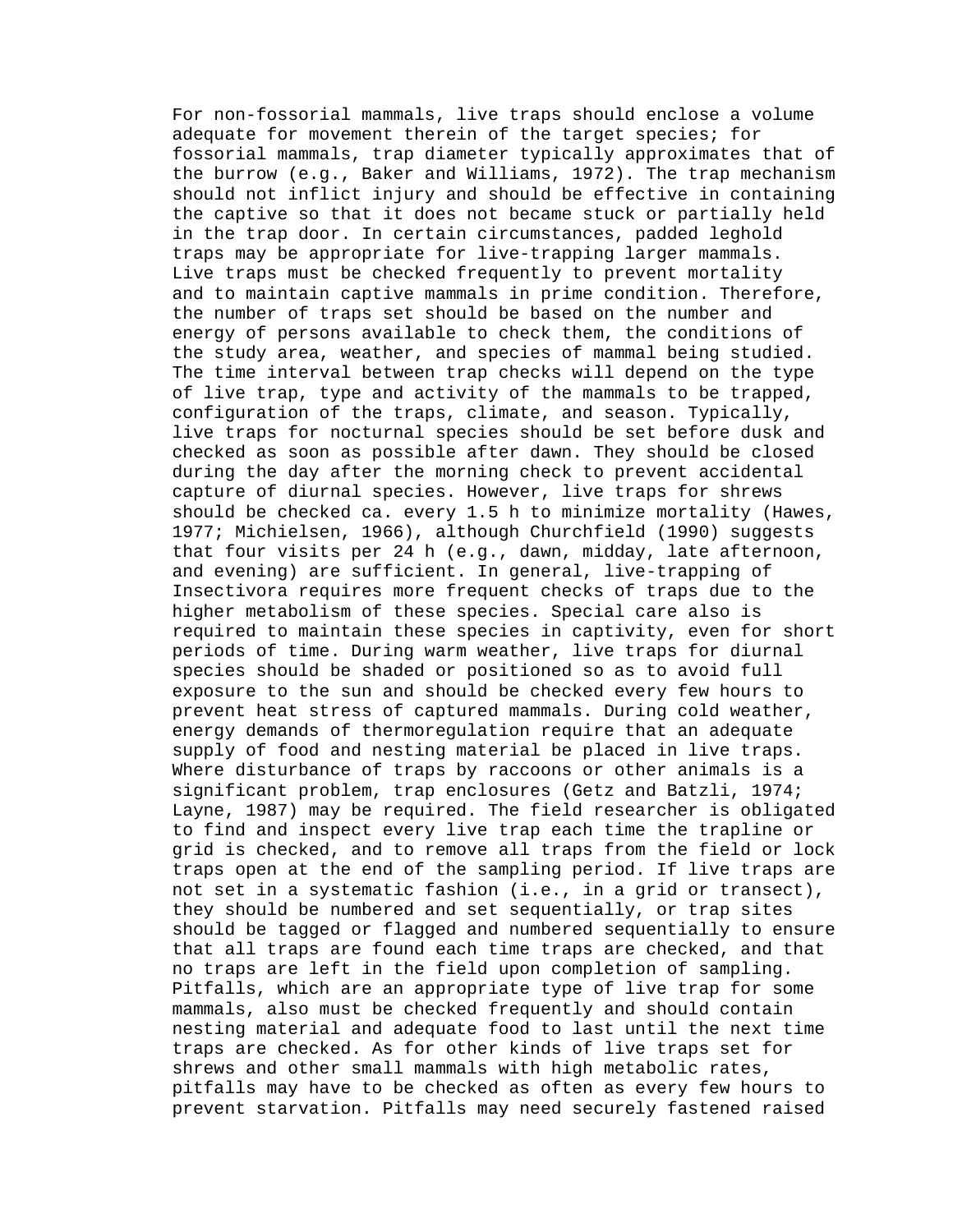For non-fossorial mammals, live traps should enclose a volume adequate for movement therein of the target species; for fossorial mammals, trap diameter typically approximates that of the burrow (e.g., Baker and Williams, 1972). The trap mechanism should not inflict injury and should be effective in containing the captive so that it does not became stuck or partially held in the trap door. In certain circumstances, padded leghold traps may be appropriate for live-trapping larger mammals. Live traps must be checked frequently to prevent mortality and to maintain captive mammals in prime condition. Therefore, the number of traps set should be based on the number and energy of persons available to check them, the conditions of the study area, weather, and species of mammal being studied. The time interval between trap checks will depend on the type of live trap, type and activity of the mammals to be trapped, configuration of the traps, climate, and season. Typically, live traps for nocturnal species should be set before dusk and checked as soon as possible after dawn. They should be closed during the day after the morning check to prevent accidental capture of diurnal species. However, live traps for shrews should be checked ca. every 1.5 h to minimize mortality (Hawes, 1977; Michielsen, 1966), although Churchfield (1990) suggests that four visits per 24 h (e.g., dawn, midday, late afternoon, and evening) are sufficient. In general, live-trapping of Insectivora requires more frequent checks of traps due to the higher metabolism of these species. Special care also is required to maintain these species in captivity, even for short periods of time. During warm weather, live traps for diurnal species should be shaded or positioned so as to avoid full exposure to the sun and should be checked every few hours to prevent heat stress of captured mammals. During cold weather, energy demands of thermoregulation require that an adequate supply of food and nesting material be placed in live traps. Where disturbance of traps by raccoons or other animals is a significant problem, trap enclosures (Getz and Batzli, 1974; Layne, 1987) may be required. The field researcher is obligated to find and inspect every live trap each time the trapline or grid is checked, and to remove all traps from the field or lock traps open at the end of the sampling period. If live traps are not set in a systematic fashion (i.e., in a grid or transect), they should be numbered and set sequentially, or trap sites should be tagged or flagged and numbered sequentially to ensure that all traps are found each time traps are checked, and that no traps are left in the field upon completion of sampling. Pitfalls, which are an appropriate type of live trap for some mammals, also must be checked frequently and should contain nesting material and adequate food to last until the next time traps are checked. As for other kinds of live traps set for shrews and other small mammals with high metabolic rates, pitfalls may have to be checked as often as every few hours to prevent starvation. Pitfalls may need securely fastened raised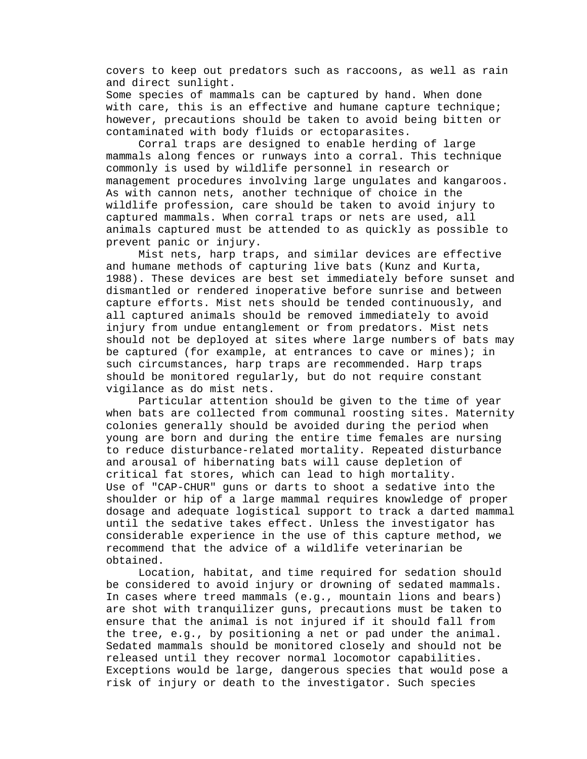covers to keep out predators such as raccoons, as well as rain and direct sunlight.

Some species of mammals can be captured by hand. When done with care, this is an effective and humane capture technique; however, precautions should be taken to avoid being bitten or contaminated with body fluids or ectoparasites.

Corral traps are designed to enable herding of large mammals along fences or runways into a corral. This technique commonly is used by wildlife personnel in research or management procedures involving large ungulates and kangaroos. As with cannon nets, another technique of choice in the wildlife profession, care should be taken to avoid injury to captured mammals. When corral traps or nets are used, all animals captured must be attended to as quickly as possible to prevent panic or injury.

Mist nets, harp traps, and similar devices are effective and humane methods of capturing live bats (Kunz and Kurta, 1988). These devices are best set immediately before sunset and dismantled or rendered inoperative before sunrise and between capture efforts. Mist nets should be tended continuously, and all captured animals should be removed immediately to avoid injury from undue entanglement or from predators. Mist nets should not be deployed at sites where large numbers of bats may be captured (for example, at entrances to cave or mines); in such circumstances, harp traps are recommended. Harp traps should be monitored regularly, but do not require constant vigilance as do mist nets.

Particular attention should be given to the time of year when bats are collected from communal roosting sites. Maternity colonies generally should be avoided during the period when young are born and during the entire time females are nursing to reduce disturbance-related mortality. Repeated disturbance and arousal of hibernating bats will cause depletion of critical fat stores, which can lead to high mortality.

Use of "CAP-CHUR" guns or darts to shoot a sedative into the shoulder or hip of a large mammal requires knowledge of proper dosage and adequate logistical support to track a darted mammal until the sedative takes effect. Unless the investigator has considerable experience in the use of this capture method, we recommend that the advice of a wildlife veterinarian be obtained.

Location, habitat, and time required for sedation should be considered to avoid injury or drowning of sedated mammals. In cases where treed mammals (e.g., mountain lions and bears) are shot with tranquilizer guns, precautions must be taken to ensure that the animal is not injured if it should fall from the tree, e.g., by positioning a net or pad under the animal. Sedated mammals should be monitored closely and should not be released until they recover normal locomotor capabilities. Exceptions would be large, dangerous species that would pose a risk of injury or death to the investigator. Such species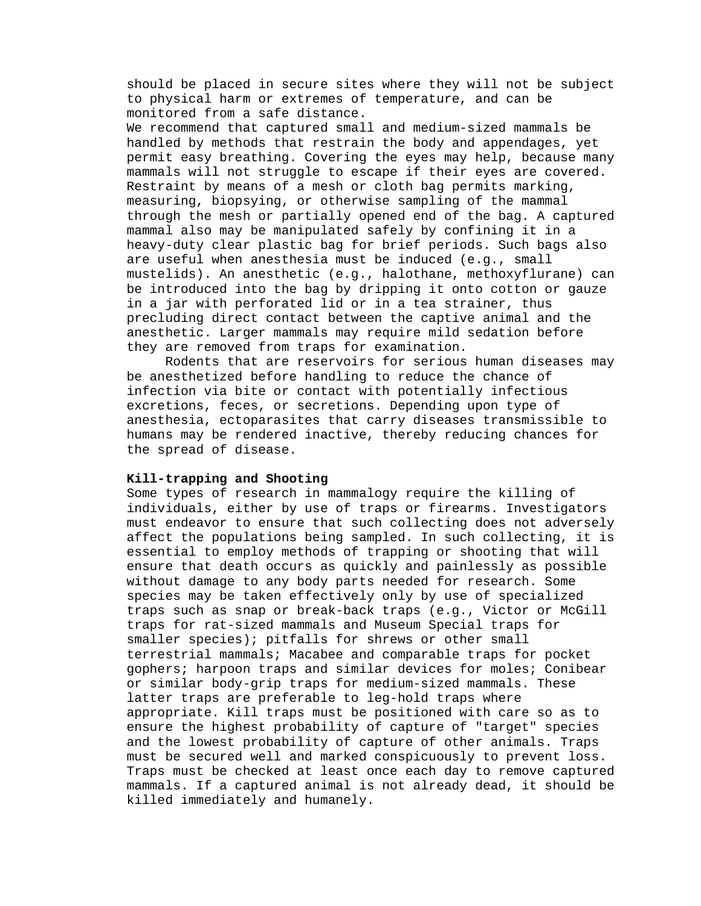should be placed in secure sites where they will not be subject to physical harm or extremes of temperature, and can be monitored from a safe distance.

We recommend that captured small and medium-sized mammals be handled by methods that restrain the body and appendages, yet permit easy breathing. Covering the eyes may help, because many mammals will not struggle to escape if their eyes are covered. Restraint by means of a mesh or cloth bag permits marking, measuring, biopsying, or otherwise sampling of the mammal through the mesh or partially opened end of the bag. A captured mammal also may be manipulated safely by confining it in a heavy-duty clear plastic bag for brief periods. Such bags also are useful when anesthesia must be induced (e.g., small mustelids). An anesthetic (e.g., halothane, methoxyflurane) can be introduced into the bag by dripping it onto cotton or gauze in a jar with perforated lid or in a tea strainer, thus precluding direct contact between the captive animal and the anesthetic. Larger mammals may require mild sedation before they are removed from traps for examination.

Rodents that are reservoirs for serious human diseases may be anesthetized before handling to reduce the chance of infection via bite or contact with potentially infectious excretions, feces, or secretions. Depending upon type of anesthesia, ectoparasites that carry diseases transmissible to humans may be rendered inactive, thereby reducing chances for the spread of disease.

**Kill-trapping and Shooting**

Some types of research in mammalogy require the killing of individuals, either by use of traps or firearms. Investigators must endeavor to ensure that such collecting does not adversely affect the populations being sampled. In such collecting, it is essential to employ methods of trapping or shooting that will ensure that death occurs as quickly and painlessly as possible without damage to any body parts needed for research. Some species may be taken effectively only by use of specialized traps such as snap or break-back traps (e.g., Victor or McGill traps for rat-sized mammals and Museum Special traps for smaller species); pitfalls for shrews or other small terrestrial mammals; Macabee and comparable traps for pocket gophers; harpoon traps and similar devices for moles; Conibear or similar body-grip traps for medium-sized mammals. These latter traps are preferable to leg-hold traps where appropriate. Kill traps must be positioned with care so as to ensure the highest probability of capture of "target" species and the lowest probability of capture of other animals. Traps must be secured well and marked conspicuously to prevent loss. Traps must be checked at least once each day to remove captured mammals. If a captured animal is not already dead, it should be killed immediately and humanely.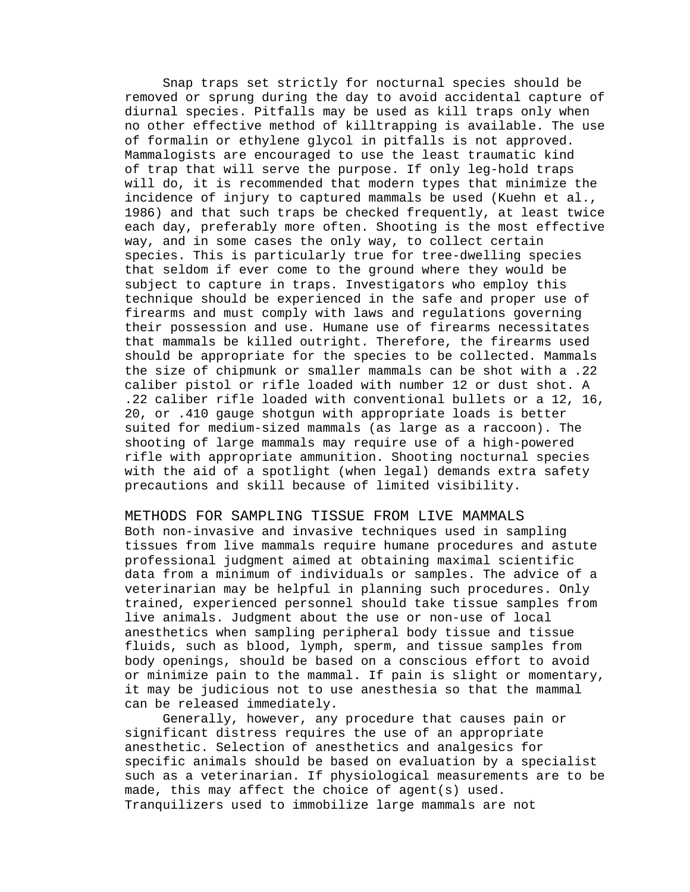Snap traps set strictly for nocturnal species should be removed or sprung during the day to avoid accidental capture of diurnal species. Pitfalls may be used as kill traps only when no other effective method of killtrapping is available. The use of formalin or ethylene glycol in pitfalls is not approved. Mammalogists are encouraged to use the least traumatic kind of trap that will serve the purpose. If only leg-hold traps will do, it is recommended that modern types that minimize the incidence of injury to captured mammals be used (Kuehn et al., 1986) and that such traps be checked frequently, at least twice each day, preferably more often. Shooting is the most effective way, and in some cases the only way, to collect certain species. This is particularly true for tree-dwelling species that seldom if ever come to the ground where they would be subject to capture in traps. Investigators who employ this technique should be experienced in the safe and proper use of firearms and must comply with laws and regulations governing their possession and use. Humane use of firearms necessitates that mammals be killed outright. Therefore, the firearms used should be appropriate for the species to be collected. Mammals the size of chipmunk or smaller mammals can be shot with a .22 caliber pistol or rifle loaded with number 12 or dust shot. A .22 caliber rifle loaded with conventional bullets or a 12, 16, 20, or .410 gauge shotgun with appropriate loads is better suited for medium-sized mammals (as large as a raccoon). The shooting of large mammals may require use of a high-powered rifle with appropriate ammunition. Shooting nocturnal species with the aid of a spotlight (when legal) demands extra safety precautions and skill because of limited visibility.

## METHODS FOR SAMPLING TISSUE FROM LIVE MAMMALS

Both non-invasive and invasive techniques used in sampling tissues from live mammals require humane procedures and astute professional judgment aimed at obtaining maximal scientific data from a minimum of individuals or samples. The advice of a veterinarian may be helpful in planning such procedures. Only trained, experienced personnel should take tissue samples from live animals. Judgment about the use or non-use of local anesthetics when sampling peripheral body tissue and tissue fluids, such as blood, lymph, sperm, and tissue samples from body openings, should be based on a conscious effort to avoid or minimize pain to the mammal. If pain is slight or momentary, it may be judicious not to use anesthesia so that the mammal can be released immediately.

Generally, however, any procedure that causes pain or significant distress requires the use of an appropriate anesthetic. Selection of anesthetics and analgesics for specific animals should be based on evaluation by a specialist such as a veterinarian. If physiological measurements are to be made, this may affect the choice of agent(s) used. Tranquilizers used to immobilize large mammals are not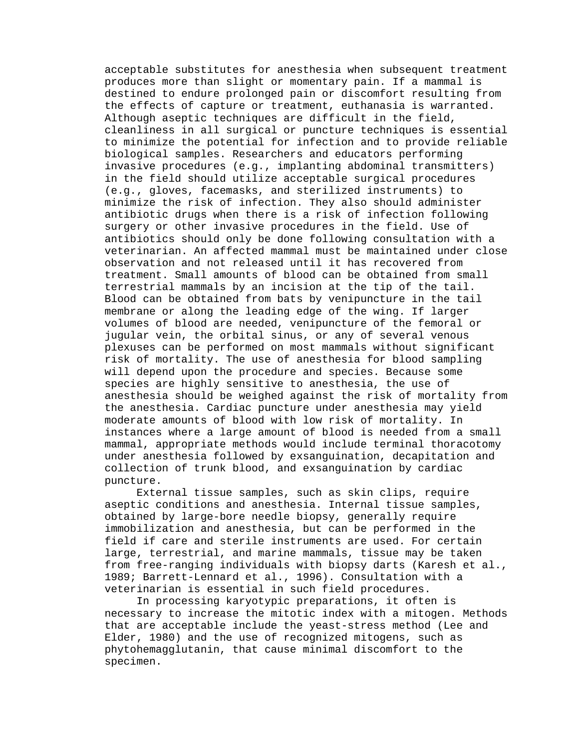acceptable substitutes for anesthesia when subsequent treatment produces more than slight or momentary pain. If a mammal is destined to endure prolonged pain or discomfort resulting from the effects of capture or treatment, euthanasia is warranted. Although aseptic techniques are difficult in the field, cleanliness in all surgical or puncture techniques is essential to minimize the potential for infection and to provide reliable biological samples. Researchers and educators performing invasive procedures (e.g., implanting abdominal transmitters) in the field should utilize acceptable surgical procedures (e.g., gloves, facemasks, and sterilized instruments) to minimize the risk of infection. They also should administer antibiotic drugs when there is a risk of infection following surgery or other invasive procedures in the field. Use of antibiotics should only be done following consultation with a veterinarian. An affected mammal must be maintained under close observation and not released until it has recovered from treatment. Small amounts of blood can be obtained from small terrestrial mammals by an incision at the tip of the tail. Blood can be obtained from bats by venipuncture in the tail membrane or along the leading edge of the wing. If larger volumes of blood are needed, venipuncture of the femoral or jugular vein, the orbital sinus, or any of several venous plexuses can be performed on most mammals without significant risk of mortality. The use of anesthesia for blood sampling will depend upon the procedure and species. Because some species are highly sensitive to anesthesia, the use of anesthesia should be weighed against the risk of mortality from the anesthesia. Cardiac puncture under anesthesia may yield moderate amounts of blood with low risk of mortality. In instances where a large amount of blood is needed from a small mammal, appropriate methods would include terminal thoracotomy under anesthesia followed by exsanguination, decapitation and collection of trunk blood, and exsanguination by cardiac puncture.

External tissue samples, such as skin clips, require aseptic conditions and anesthesia. Internal tissue samples, obtained by large-bore needle biopsy, generally require immobilization and anesthesia, but can be performed in the field if care and sterile instruments are used. For certain large, terrestrial, and marine mammals, tissue may be taken from free-ranging individuals with biopsy darts (Karesh et al., 1989; Barrett-Lennard et al., 1996). Consultation with a veterinarian is essential in such field procedures.

In processing karyotypic preparations, it often is necessary to increase the mitotic index with a mitogen. Methods that are acceptable include the yeast-stress method (Lee and Elder, 1980) and the use of recognized mitogens, such as phytohemagglutanin, that cause minimal discomfort to the specimen.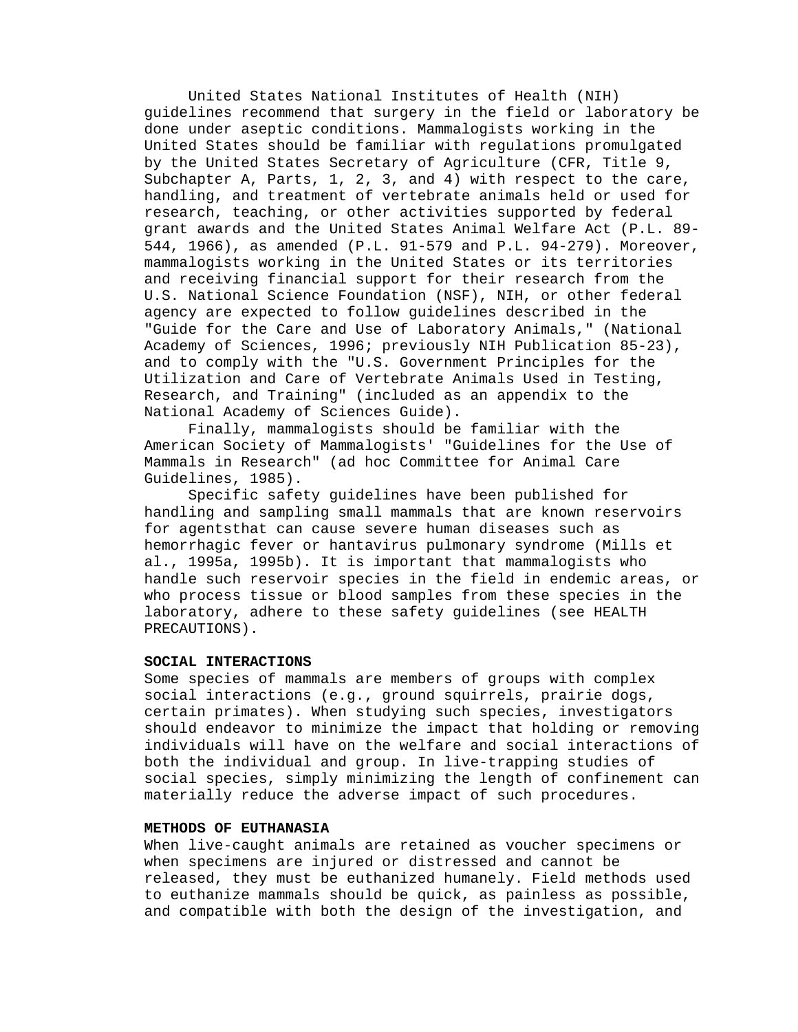United States National Institutes of Health (NIH) guidelines recommend that surgery in the field or laboratory be done under aseptic conditions. Mammalogists working in the United States should be familiar with regulations promulgated by the United States Secretary of Agriculture (CFR, Title 9, Subchapter A, Parts, 1, 2, 3, and 4) with respect to the care, handling, and treatment of vertebrate animals held or used for research, teaching, or other activities supported by federal grant awards and the United States Animal Welfare Act (P.L. 89-544, 1966), as amended (P.L. 91-579 and P.L. 94-279). Moreover, mammalogists working in the United States or its territories and receiving financial support for their research from the U.S. National Science Foundation (NSF), NIH, or other federal agency are expected to follow guidelines described in the "Guide for the Care and Use of Laboratory Animals," (National Academy of Sciences, 1996; previously NIH Publication 85-23), and to comply with the "U.S. Government Principles for the Utilization and Care of Vertebrate Animals Used in Testing, Research, and Training" (included as an appendix to the National Academy of Sciences Guide).

Finally, mammalogists should be familiar with the American Society of Mammalogists' "Guidelines for the Use of Mammals in Research" (ad hoc Committee for Animal Care Guidelines, 1985).

Specific safety guidelines have been published for handling and sampling small mammals that are known reservoirs for agentsthat can cause severe human diseases such as hemorrhagic fever or hantavirus pulmonary syndrome (Mills et al., 1995a, 1995b). It is important that mammalogists who handle such reservoir species in the field in endemic areas, or who process tissue or blood samples from these species in the laboratory, adhere to these safety guidelines (see HEALTH PRECAUTIONS).

**SOCIAL INTERACTIONS**

Some species of mammals are members of groups with complex social interactions (e.g., ground squirrels, prairie dogs, certain primates). When studying such species, investigators should endeavor to minimize the impact that holding or removing individuals will have on the welfare and social interactions of both the individual and group. In live-trapping studies of social species, simply minimizing the length of confinement can materially reduce the adverse impact of such procedures.

**METHODS OF EUTHANASIA**

When live-caught animals are retained as voucher specimens or when specimens are injured or distressed and cannot be released, they must be euthanized humanely. Field methods used to euthanize mammals should be quick, as painless as possible, and compatible with both the design of the investigation, and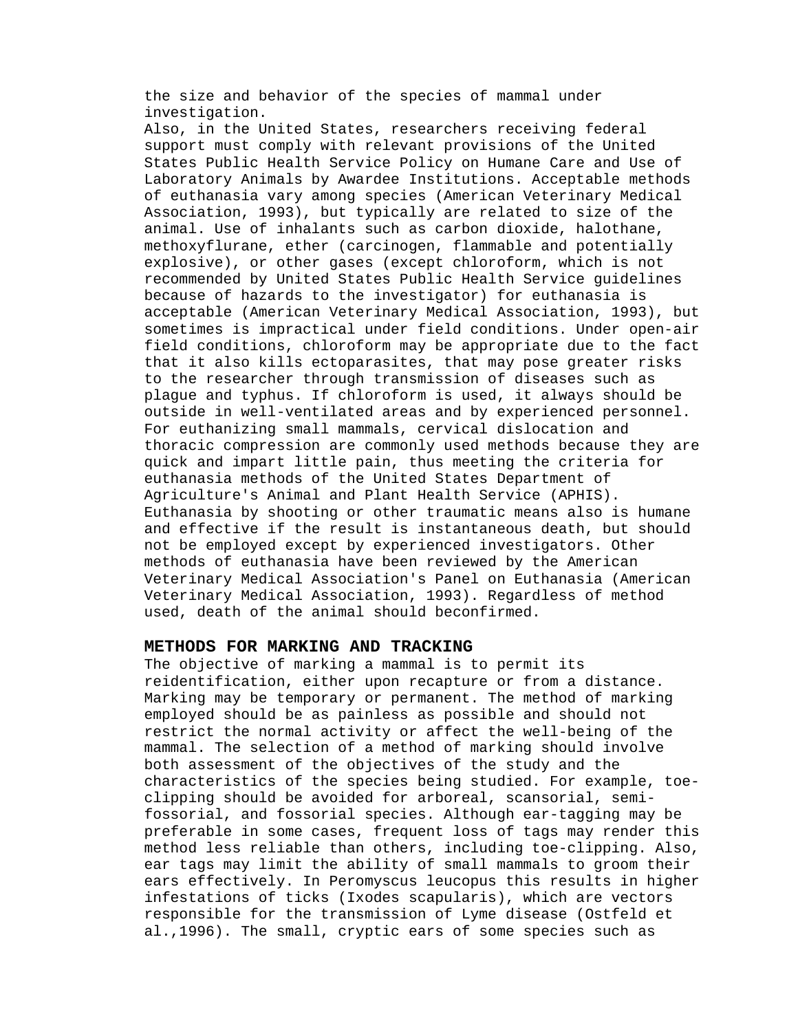the size and behavior of the species of mammal under investigation.

Also, in the United States, researchers receiving federal support must comply with relevant provisions of the United States Public Health Service Policy on Humane Care and Use of Laboratory Animals by Awardee Institutions. Acceptable methods of euthanasia vary among species (American Veterinary Medical Association, 1993), but typically are related to size of the animal. Use of inhalants such as carbon dioxide, halothane, methoxyflurane, ether (carcinogen, flammable and potentially explosive), or other gases (except chloroform, which is not recommended by United States Public Health Service guidelines because of hazards to the investigator) for euthanasia is acceptable (American Veterinary Medical Association, 1993), but sometimes is impractical under field conditions. Under open-air field conditions, chloroform may be appropriate due to the fact that it also kills ectoparasites, that may pose greater risks to the researcher through transmission of diseases such as plague and typhus. If chloroform is used, it always should be outside in well-ventilated areas and by experienced personnel. For euthanizing small mammals, cervical dislocation and thoracic compression are commonly used methods because they are quick and impart little pain, thus meeting the criteria for euthanasia methods of the United States Department of Agriculture's Animal and Plant Health Service (APHIS). Euthanasia by shooting or other traumatic means also is humane and effective if the result is instantaneous death, but should not be employed except by experienced investigators. Other methods of euthanasia have been reviewed by the American Veterinary Medical Association's Panel on Euthanasia (American Veterinary Medical Association, 1993). Regardless of method used, death of the animal should beconfirmed.

## METHODS FOR MARKING AND TRACKING

The objective of marking a mammal is to permit its reidentification, either upon recapture or from a distance. Marking may be temporary or permanent. The method of marking employed should be as painless as possible and should not restrict the normal activity or affect the well-being of the mammal. The selection of a method of marking should involve both assessment of the objectives of the study and the characteristics of the species being studied. For example, toe-clipping should be avoided for arboreal, scansorial, semi-fossorial, and fossorial species. Although ear-tagging may be preferable in some cases, frequent loss of tags may render this method less reliable than others, including toe-clipping. Also, ear tags may limit the ability of small mammals to groom their ears effectively. In Peromyscus leucopus this results in higher infestations of ticks (Ixodes scapularis), which are vectors responsible for the transmission of Lyme disease (Ostfeld et al.,1996). The small, cryptic ears of some species such as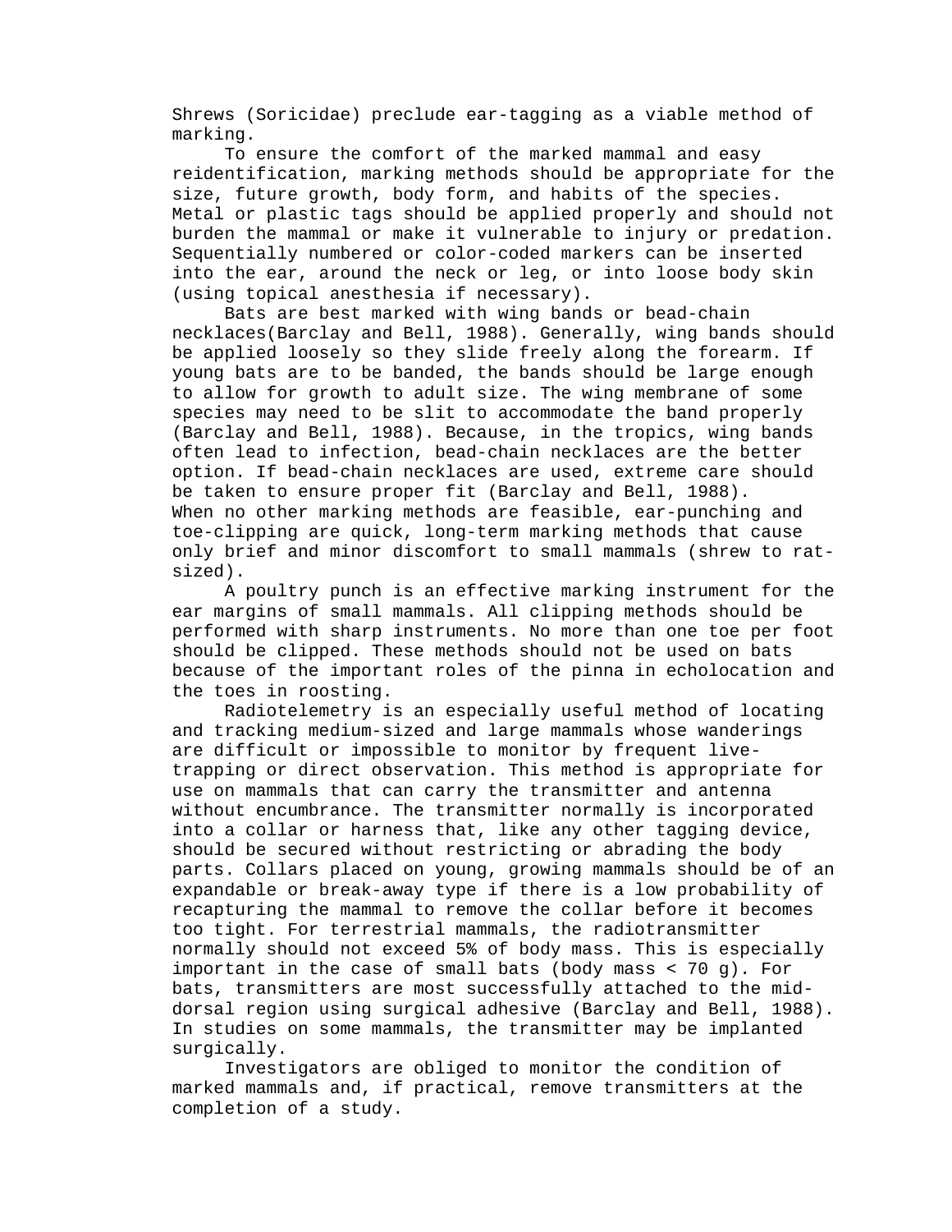Shrews (Soricidae) preclude ear-tagging as a viable method of marking.

To ensure the comfort of the marked mammal and easy reidentification, marking methods should be appropriate for the size, future growth, body form, and habits of the species. Metal or plastic tags should be applied properly and should not burden the mammal or make it vulnerable to injury or predation. Sequentially numbered or color-coded markers can be inserted into the ear, around the neck or leg, or into loose body skin (using topical anesthesia if necessary).

Bats are best marked with wing bands or bead-chain necklaces(Barclay and Bell, 1988). Generally, wing bands should be applied loosely so they slide freely along the forearm. If young bats are to be banded, the bands should be large enough to allow for growth to adult size. The wing membrane of some species may need to be slit to accommodate the band properly (Barclay and Bell, 1988). Because, in the tropics, wing bands often lead to infection, bead-chain necklaces are the better option. If bead-chain necklaces are used, extreme care should be taken to ensure proper fit (Barclay and Bell, 1988). When no other marking methods are feasible, ear-punching and toe-clipping are quick, long-term marking methods that cause only brief and minor discomfort to small mammals (shrew to rat-sized).

A poultry punch is an effective marking instrument for the ear margins of small mammals. All clipping methods should be performed with sharp instruments. No more than one toe per foot should be clipped. These methods should not be used on bats because of the important roles of the pinna in echolocation and the toes in roosting.

Radiotelemetry is an especially useful method of locating and tracking medium-sized and large mammals whose wanderings are difficult or impossible to monitor by frequent live-trapping or direct observation. This method is appropriate for use on mammals that can carry the transmitter and antenna without encumbrance. The transmitter normally is incorporated into a collar or harness that, like any other tagging device, should be secured without restricting or abrading the body parts. Collars placed on young, growing mammals should be of an expandable or break-away type if there is a low probability of recapturing the mammal to remove the collar before it becomes too tight. For terrestrial mammals, the radiotransmitter normally should not exceed 5% of body mass. This is especially important in the case of small bats (body mass < 70 g). For bats, transmitters are most successfully attached to the mid-dorsal region using surgical adhesive (Barclay and Bell, 1988). In studies on some mammals, the transmitter may be implanted surgically.

Investigators are obliged to monitor the condition of marked mammals and, if practical, remove transmitters at the completion of a study.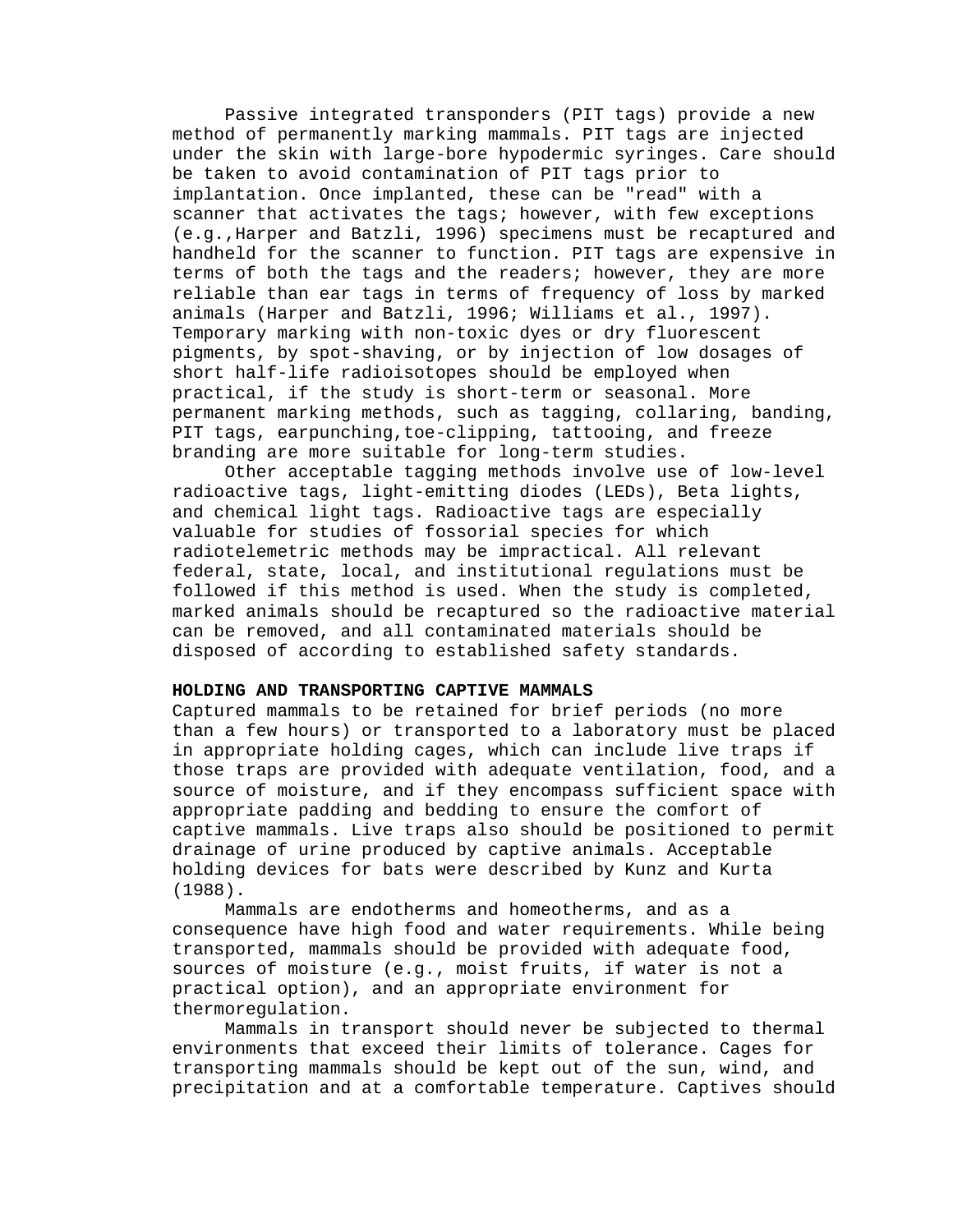Passive integrated transponders (PIT tags) provide a new method of permanently marking mammals. PIT tags are injected under the skin with large-bore hypodermic syringes. Care should be taken to avoid contamination of PIT tags prior to implantation. Once implanted, these can be "read" with a scanner that activates the tags; however, with few exceptions (e.g.,Harper and Batzli, 1996) specimens must be recaptured and handheld for the scanner to function. PIT tags are expensive in terms of both the tags and the readers; however, they are more reliable than ear tags in terms of frequency of loss by marked animals (Harper and Batzli, 1996; Williams et al., 1997). Temporary marking with non-toxic dyes or dry fluorescent pigments, by spot-shaving, or by injection of low dosages of short half-life radioisotopes should be employed when practical, if the study is short-term or seasonal. More permanent marking methods, such as tagging, collaring, banding, PIT tags, earpunching,toe-clipping, tattooing, and freeze branding are more suitable for long-term studies.

Other acceptable tagging methods involve use of low-level radioactive tags, light-emitting diodes (LEDs), Beta lights, and chemical light tags. Radioactive tags are especially valuable for studies of fossorial species for which radiotelemetric methods may be impractical. All relevant federal, state, local, and institutional regulations must be followed if this method is used. When the study is completed, marked animals should be recaptured so the radioactive material can be removed, and all contaminated materials should be disposed of according to established safety standards.

## HOLDING AND TRANSPORTING CAPTIVE MAMMALS

Captured mammals to be retained for brief periods (no more than a few hours) or transported to a laboratory must be placed in appropriate holding cages, which can include live traps if those traps are provided with adequate ventilation, food, and a source of moisture, and if they encompass sufficient space with appropriate padding and bedding to ensure the comfort of captive mammals. Live traps also should be positioned to permit drainage of urine produced by captive animals. Acceptable holding devices for bats were described by Kunz and Kurta (1988).

Mammals are endotherms and homeotherms, and as a consequence have high food and water requirements. While being transported, mammals should be provided with adequate food, sources of moisture (e.g., moist fruits, if water is not a practical option), and an appropriate environment for thermoregulation.

Mammals in transport should never be subjected to thermal environments that exceed their limits of tolerance. Cages for transporting mammals should be kept out of the sun, wind, and precipitation and at a comfortable temperature. Captives should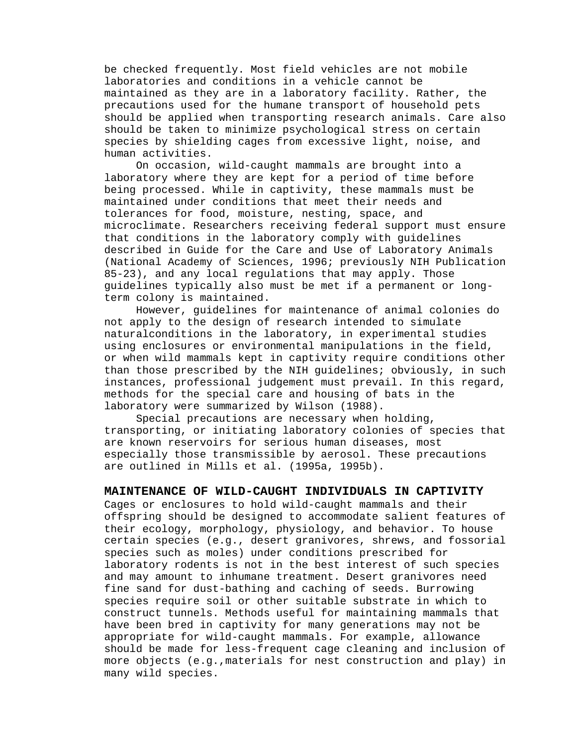be checked frequently. Most field vehicles are not mobile laboratories and conditions in a vehicle cannot be maintained as they are in a laboratory facility. Rather, the precautions used for the humane transport of household pets should be applied when transporting research animals. Care also should be taken to minimize psychological stress on certain species by shielding cages from excessive light, noise, and human activities.

On occasion, wild-caught mammals are brought into a laboratory where they are kept for a period of time before being processed. While in captivity, these mammals must be maintained under conditions that meet their needs and tolerances for food, moisture, nesting, space, and microclimate. Researchers receiving federal support must ensure that conditions in the laboratory comply with guidelines described in Guide for the Care and Use of Laboratory Animals (National Academy of Sciences, 1996; previously NIH Publication 85-23), and any local regulations that may apply. Those guidelines typically also must be met if a permanent or long-term colony is maintained.

However, guidelines for maintenance of animal colonies do not apply to the design of research intended to simulate naturalconditions in the laboratory, in experimental studies using enclosures or environmental manipulations in the field, or when wild mammals kept in captivity require conditions other than those prescribed by the NIH guidelines; obviously, in such instances, professional judgement must prevail. In this regard, methods for the special care and housing of bats in the laboratory were summarized by Wilson (1988).

Special precautions are necessary when holding, transporting, or initiating laboratory colonies of species that are known reservoirs for serious human diseases, most especially those transmissible by aerosol. These precautions are outlined in Mills et al. (1995a, 1995b).

## MAINTENANCE OF WILD-CAUGHT INDIVIDUALS IN CAPTIVITY

Cages or enclosures to hold wild-caught mammals and their offspring should be designed to accommodate salient features of their ecology, morphology, physiology, and behavior. To house certain species (e.g., desert granivores, shrews, and fossorial species such as moles) under conditions prescribed for laboratory rodents is not in the best interest of such species and may amount to inhumane treatment. Desert granivores need fine sand for dust-bathing and caching of seeds. Burrowing species require soil or other suitable substrate in which to construct tunnels. Methods useful for maintaining mammals that have been bred in captivity for many generations may not be appropriate for wild-caught mammals. For example, allowance should be made for less-frequent cage cleaning and inclusion of more objects (e.g.,materials for nest construction and play) in many wild species.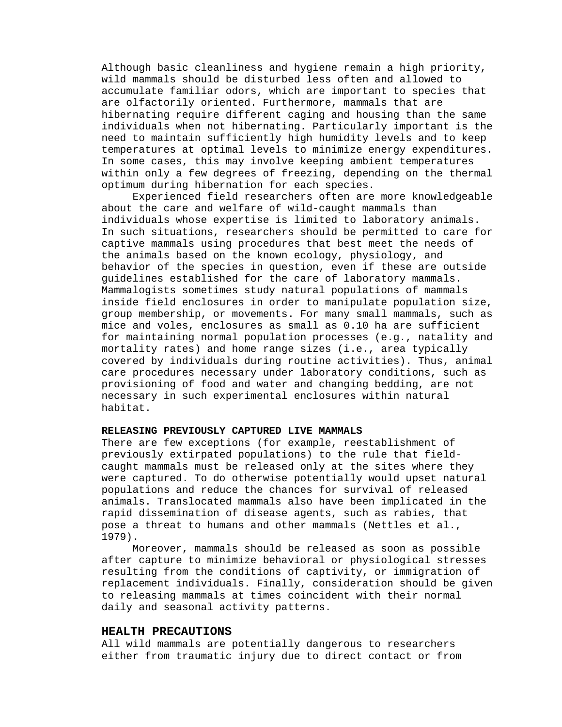Although basic cleanliness and hygiene remain a high priority, wild mammals should be disturbed less often and allowed to accumulate familiar odors, which are important to species that are olfactorily oriented. Furthermore, mammals that are hibernating require different caging and housing than the same individuals when not hibernating. Particularly important is the need to maintain sufficiently high humidity levels and to keep temperatures at optimal levels to minimize energy expenditures. In some cases, this may involve keeping ambient temperatures within only a few degrees of freezing, depending on the thermal optimum during hibernation for each species.

Experienced field researchers often are more knowledgeable about the care and welfare of wild-caught mammals than individuals whose expertise is limited to laboratory animals. In such situations, researchers should be permitted to care for captive mammals using procedures that best meet the needs of the animals based on the known ecology, physiology, and behavior of the species in question, even if these are outside guidelines established for the care of laboratory mammals. Mammalogists sometimes study natural populations of mammals inside field enclosures in order to manipulate population size, group membership, or movements. For many small mammals, such as mice and voles, enclosures as small as 0.10 ha are sufficient for maintaining normal population processes (e.g., natality and mortality rates) and home range sizes (i.e., area typically covered by individuals during routine activities). Thus, animal care procedures necessary under laboratory conditions, such as provisioning of food and water and changing bedding, are not necessary in such experimental enclosures within natural habitat.

#### RELEASING PREVIOUSLY CAPTURED LIVE MAMMALS

There are few exceptions (for example, reestablishment of previously extirpated populations) to the rule that field-caught mammals must be released only at the sites where they were captured. To do otherwise potentially would upset natural populations and reduce the chances for survival of released animals. Translocated mammals also have been implicated in the rapid dissemination of disease agents, such as rabies, that pose a threat to humans and other mammals (Nettles et al., 1979).

Moreover, mammals should be released as soon as possible after capture to minimize behavioral or physiological stresses resulting from the conditions of captivity, or immigration of replacement individuals. Finally, consideration should be given to releasing mammals at times coincident with their normal daily and seasonal activity patterns.

### HEALTH PRECAUTIONS

All wild mammals are potentially dangerous to researchers either from traumatic injury due to direct contact or from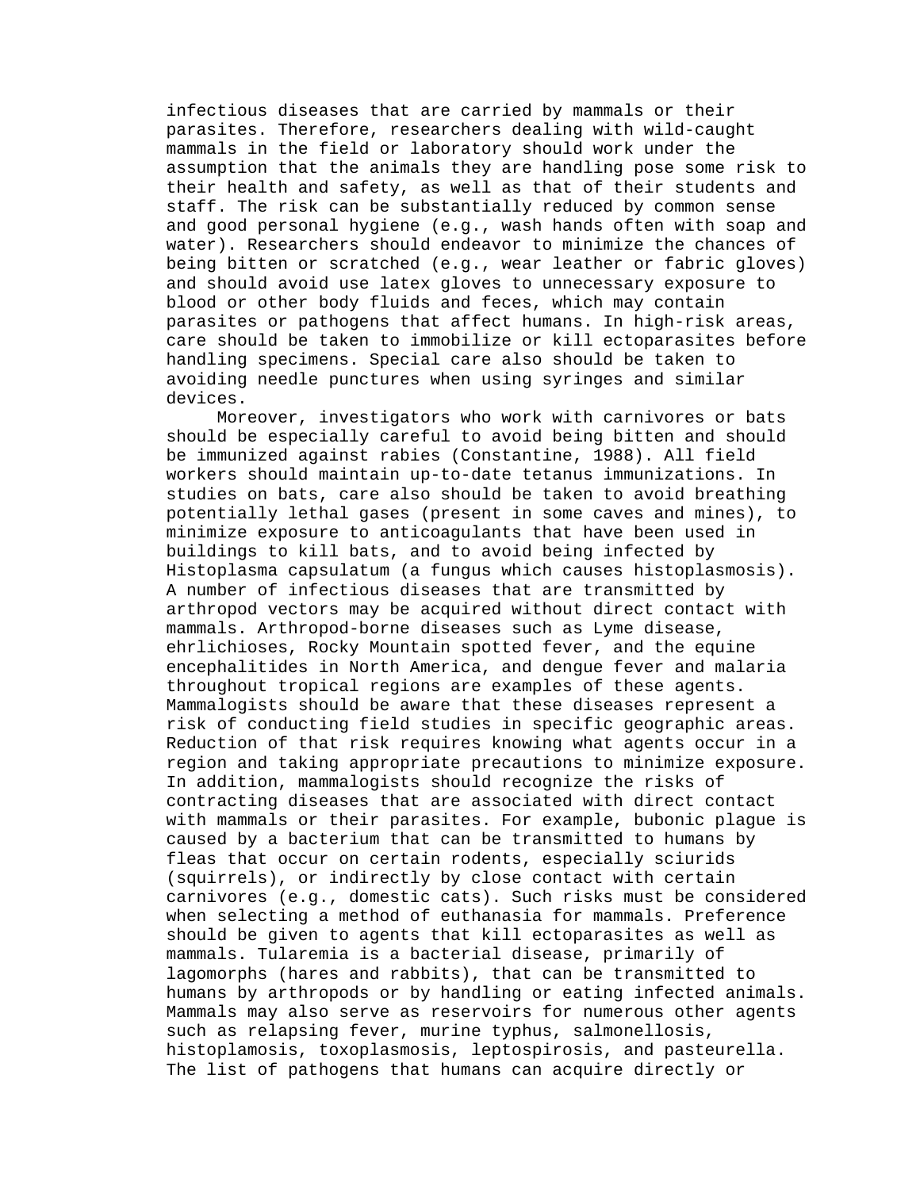infectious diseases that are carried by mammals or their parasites. Therefore, researchers dealing with wild-caught mammals in the field or laboratory should work under the assumption that the animals they are handling pose some risk to their health and safety, as well as that of their students and staff. The risk can be substantially reduced by common sense and good personal hygiene (e.g., wash hands often with soap and water). Researchers should endeavor to minimize the chances of being bitten or scratched (e.g., wear leather or fabric gloves) and should avoid use latex gloves to unnecessary exposure to blood or other body fluids and feces, which may contain parasites or pathogens that affect humans. In high-risk areas, care should be taken to immobilize or kill ectoparasites before handling specimens. Special care also should be taken to avoiding needle punctures when using syringes and similar devices.

Moreover, investigators who work with carnivores or bats should be especially careful to avoid being bitten and should be immunized against rabies (Constantine, 1988). All field workers should maintain up-to-date tetanus immunizations. In studies on bats, care also should be taken to avoid breathing potentially lethal gases (present in some caves and mines), to minimize exposure to anticoagulants that have been used in buildings to kill bats, and to avoid being infected by Histoplasma capsulatum (a fungus which causes histoplasmosis). A number of infectious diseases that are transmitted by arthropod vectors may be acquired without direct contact with mammals. Arthropod-borne diseases such as Lyme disease, ehrlichioses, Rocky Mountain spotted fever, and the equine encephalitides in North America, and dengue fever and malaria throughout tropical regions are examples of these agents. Mammalogists should be aware that these diseases represent a risk of conducting field studies in specific geographic areas. Reduction of that risk requires knowing what agents occur in a region and taking appropriate precautions to minimize exposure. In addition, mammalogists should recognize the risks of contracting diseases that are associated with direct contact with mammals or their parasites. For example, bubonic plague is caused by a bacterium that can be transmitted to humans by fleas that occur on certain rodents, especially sciurids (squirrels), or indirectly by close contact with certain carnivores (e.g., domestic cats). Such risks must be considered when selecting a method of euthanasia for mammals. Preference should be given to agents that kill ectoparasites as well as mammals. Tularemia is a bacterial disease, primarily of lagomorphs (hares and rabbits), that can be transmitted to humans by arthropods or by handling or eating infected animals. Mammals may also serve as reservoirs for numerous other agents such as relapsing fever, murine typhus, salmonellosis, histoplamosis, toxoplasmosis, leptospirosis, and pasteurella. The list of pathogens that humans can acquire directly or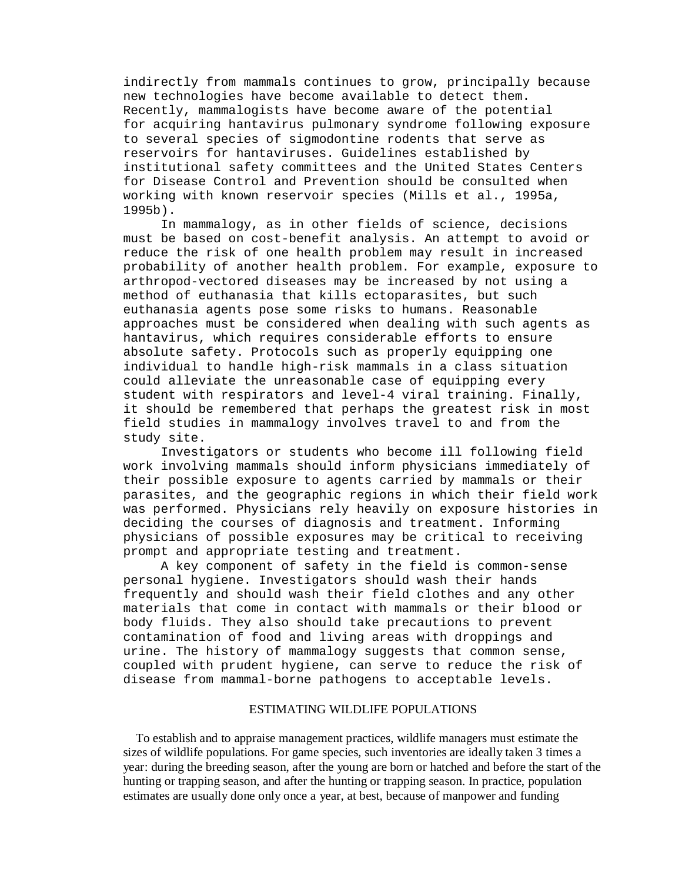indirectly from mammals continues to grow, principally because new technologies have become available to detect them. Recently, mammalogists have become aware of the potential for acquiring hantavirus pulmonary syndrome following exposure to several species of sigmodontine rodents that serve as reservoirs for hantaviruses. Guidelines established by institutional safety committees and the United States Centers for Disease Control and Prevention should be consulted when working with known reservoir species (Mills et al., 1995a, 1995b).

In mammalogy, as in other fields of science, decisions must be based on cost-benefit analysis. An attempt to avoid or reduce the risk of one health problem may result in increased probability of another health problem. For example, exposure to arthropod-vectored diseases may be increased by not using a method of euthanasia that kills ectoparasites, but such euthanasia agents pose some risks to humans. Reasonable approaches must be considered when dealing with such agents as hantavirus, which requires considerable efforts to ensure absolute safety. Protocols such as properly equipping one individual to handle high-risk mammals in a class situation could alleviate the unreasonable case of equipping every student with respirators and level-4 viral training. Finally, it should be remembered that perhaps the greatest risk in most field studies in mammalogy involves travel to and from the study site.

Investigators or students who become ill following field work involving mammals should inform physicians immediately of their possible exposure to agents carried by mammals or their parasites, and the geographic regions in which their field work was performed. Physicians rely heavily on exposure histories in deciding the courses of diagnosis and treatment. Informing physicians of possible exposures may be critical to receiving prompt and appropriate testing and treatment.

A key component of safety in the field is common-sense personal hygiene. Investigators should wash their hands frequently and should wash their field clothes and any other materials that come in contact with mammals or their blood or body fluids. They also should take precautions to prevent contamination of food and living areas with droppings and urine. The history of mammalogy suggests that common sense, coupled with prudent hygiene, can serve to reduce the risk of disease from mammal-borne pathogens to acceptable levels.

## ESTIMATING WILDLIFE POPULATIONS

To establish and to appraise management practices, wildlife managers must estimate the sizes of wildlife populations. For game species, such inventories are ideally taken 3 times a year: during the breeding season, after the young are born or hatched and before the start of the hunting or trapping season, and after the hunting or trapping season. In practice, population estimates are usually done only once a year, at best, because of manpower and funding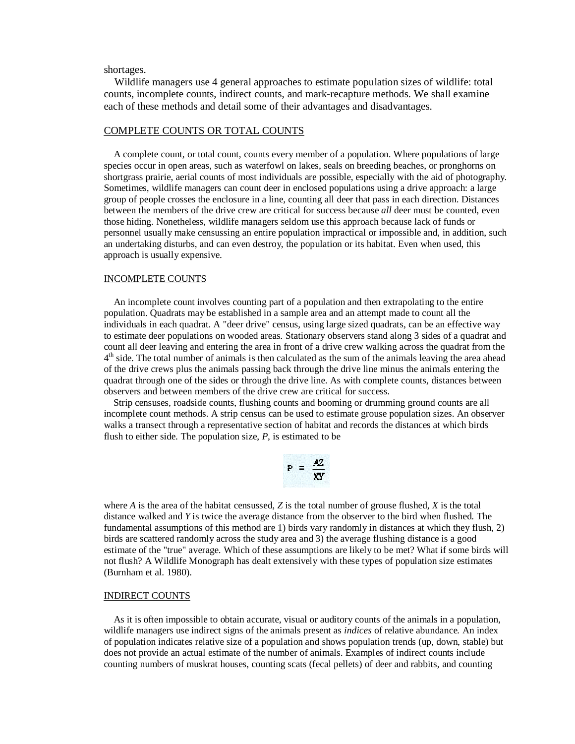shortages.

Wildlife managers use 4 general approaches to estimate population sizes of wildlife: total counts, incomplete counts, indirect counts, and mark-recapture methods. We shall examine each of these methods and detail some of their advantages and disadvantages.

## COMPLETE COUNTS OR TOTAL COUNTS

A complete count, or total count, counts every member of a population. Where populations of large species occur in open areas, such as waterfowl on lakes, seals on breeding beaches, or pronghorns on shortgrass prairie, aerial counts of most individuals are possible, especially with the aid of photography. Sometimes, wildlife managers can count deer in enclosed populations using a drive approach: a large group of people crosses the enclosure in a line, counting all deer that pass in each direction. Distances between the members of the drive crew are critical for success because *all* deer must be counted, even those hiding. Nonetheless, wildlife managers seldom use this approach because lack of funds or personnel usually make censussing an entire population impractical or impossible and, in addition, such an undertaking disturbs, and can even destroy, the population or its habitat. Even when used, this approach is usually expensive.

## INCOMPLETE COUNTS

An incomplete count involves counting part of a population and then extrapolating to the entire population. Quadrats may be established in a sample area and an attempt made to count all the individuals in each quadrat. A "deer drive" census, using large sized quadrats, can be an effective way to estimate deer populations on wooded areas. Stationary observers stand along 3 sides of a quadrat and count all deer leaving and entering the area in front of a drive crew walking across the quadrat from the 4th side. The total number of animals is then calculated as the sum of the animals leaving the area ahead of the drive crews plus the animals passing back through the drive line minus the animals entering the quadrat through one of the sides or through the drive line. As with complete counts, distances between observers and between members of the drive crew are critical for success.

Strip censuses, roadside counts, flushing counts and booming or drumming ground counts are all incomplete count methods. A strip census can be used to estimate grouse population sizes. An observer walks a transect through a representative section of habitat and records the distances at which birds flush to either side. The population size, *P*, is estimated to be

$$P = \frac{AZ}{XY}$$

where *A* is the area of the habitat censussed, *Z* is the total number of grouse flushed, *X* is the total distance walked and *Y* is twice the average distance from the observer to the bird when flushed. The fundamental assumptions of this method are 1) birds vary randomly in distances at which they flush, 2) birds are scattered randomly across the study area and 3) the average flushing distance is a good estimate of the "true" average. Which of these assumptions are likely to be met? What if some birds will not flush? A Wildlife Monograph has dealt extensively with these types of population size estimates (Burnham et al. 1980).

## INDIRECT COUNTS

As it is often impossible to obtain accurate, visual or auditory counts of the animals in a population, wildlife managers use indirect signs of the animals present as *indices* of relative abundance. An index of population indicates relative size of a population and shows population trends (up, down, stable) but does not provide an actual estimate of the number of animals. Examples of indirect counts include counting numbers of muskrat houses, counting scats (fecal pellets) of deer and rabbits, and counting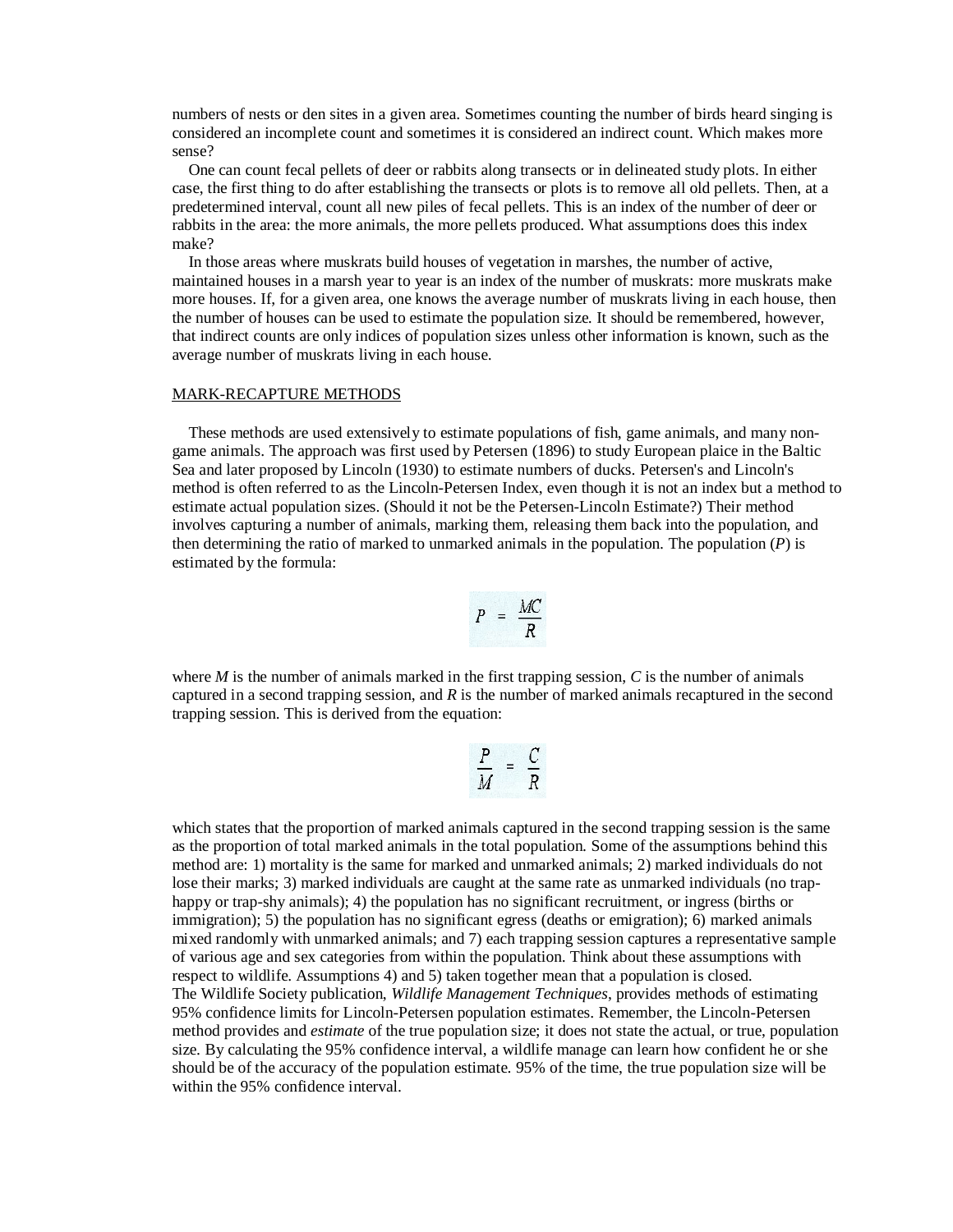numbers of nests or den sites in a given area. Sometimes counting the number of birds heard singing is considered an incomplete count and sometimes it is considered an indirect count. Which makes more sense?

One can count fecal pellets of deer or rabbits along transects or in delineated study plots. In either case, the first thing to do after establishing the transects or plots is to remove all old pellets. Then, at a predetermined interval, count all new piles of fecal pellets. This is an index of the number of deer or rabbits in the area: the more animals, the more pellets produced. What assumptions does this index make?

In those areas where muskrats build houses of vegetation in marshes, the number of active, maintained houses in a marsh year to year is an index of the number of muskrats: more muskrats make more houses. If, for a given area, one knows the average number of muskrats living in each house, then the number of houses can be used to estimate the population size. It should be remembered, however, that indirect counts are only indices of population sizes unless other information is known, such as the average number of muskrats living in each house.

## MARK-RECAPTURE METHODS

These methods are used extensively to estimate populations of fish, game animals, and many non-game animals. The approach was first used by Petersen (1896) to study European plaice in the Baltic Sea and later proposed by Lincoln (1930) to estimate numbers of ducks. Petersen's and Lincoln's method is often referred to as the Lincoln-Petersen Index, even though it is not an index but a method to estimate actual population sizes. (Should it not be the Petersen-Lincoln Estimate?) Their method involves capturing a number of animals, marking them, releasing them back into the population, and then determining the ratio of marked to unmarked animals in the population. The population ($P$) is estimated by the formula:

$$P = \frac{MC}{R}$$

where $M$ is the number of animals marked in the first trapping session, $C$ is the number of animals captured in a second trapping session, and $R$ is the number of marked animals recaptured in the second trapping session. This is derived from the equation:

$$\frac{P}{M} = \frac{C}{R}$$

which states that the proportion of marked animals captured in the second trapping session is the same as the proportion of total marked animals in the total population. Some of the assumptions behind this method are: 1) mortality is the same for marked and unmarked animals; 2) marked individuals do not lose their marks; 3) marked individuals are caught at the same rate as unmarked individuals (no trap-happy or trap-shy animals); 4) the population has no significant recruitment, or ingress (births or immigration); 5) the population has no significant egress (deaths or emigration); 6) marked animals mixed randomly with unmarked animals; and 7) each trapping session captures a representative sample of various age and sex categories from within the population. Think about these assumptions with respect to wildlife. Assumptions 4) and 5) taken together mean that a population is closed.
The Wildlife Society publication, *Wildlife Management Techniques*, provides methods of estimating 95% confidence limits for Lincoln-Petersen population estimates. Remember, the Lincoln-Petersen method provides and *estimate* of the true population size; it does not state the actual, or true, population size. By calculating the 95% confidence interval, a wildlife manage can learn how confident he or she should be of the accuracy of the population estimate. 95% of the time, the true population size will be within the 95% confidence interval.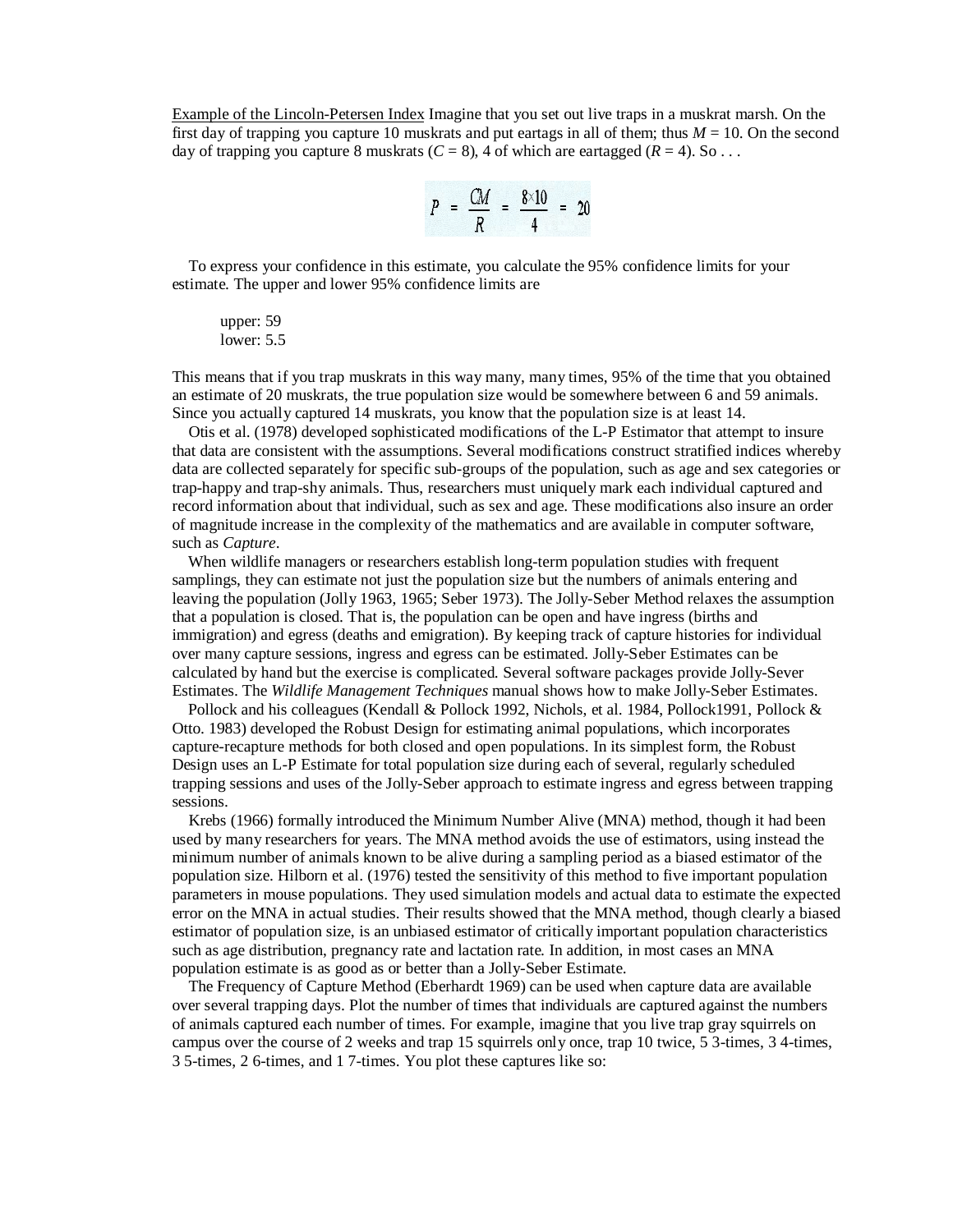Example of the Lincoln-Petersen Index Imagine that you set out live traps in a muskrat marsh. On the first day of trapping you capture 10 muskrats and put eartags in all of them; thus $M = 10$. On the second day of trapping you capture 8 muskrats ($C = 8$), 4 of which are eartagged ($R = 4$). So . . .

$$P = \frac{CM}{R} = \frac{8 \times 10}{4} = 20$$

To express your confidence in this estimate, you calculate the 95% confidence limits for your estimate. The upper and lower 95% confidence limits are

upper: 59
lower: 5.5

This means that if you trap muskrats in this way many, many times, 95% of the time that you obtained an estimate of 20 muskrats, the true population size would be somewhere between 6 and 59 animals. Since you actually captured 14 muskrats, you know that the population size is at least 14.

Otis et al. (1978) developed sophisticated modifications of the L-P Estimator that attempt to insure that data are consistent with the assumptions. Several modifications construct stratified indices whereby data are collected separately for specific sub-groups of the population, such as age and sex categories or trap-happy and trap-shy animals. Thus, researchers must uniquely mark each individual captured and record information about that individual, such as sex and age. These modifications also insure an order of magnitude increase in the complexity of the mathematics and are available in computer software, such as *Capture*.

When wildlife managers or researchers establish long-term population studies with frequent samplings, they can estimate not just the population size but the numbers of animals entering and leaving the population (Jolly 1963, 1965; Seber 1973). The Jolly-Seber Method relaxes the assumption that a population is closed. That is, the population can be open and have ingress (births and immigration) and egress (deaths and emigration). By keeping track of capture histories for individual over many capture sessions, ingress and egress can be estimated. Jolly-Seber Estimates can be calculated by hand but the exercise is complicated. Several software packages provide Jolly-Sever Estimates. The *Wildlife Management Techniques* manual shows how to make Jolly-Seber Estimates.

Pollock and his colleagues (Kendall & Pollock 1992, Nichols, et al. 1984, Pollock1991, Pollock & Otto. 1983) developed the Robust Design for estimating animal populations, which incorporates capture-recapture methods for both closed and open populations. In its simplest form, the Robust Design uses an L-P Estimate for total population size during each of several, regularly scheduled trapping sessions and uses of the Jolly-Seber approach to estimate ingress and egress between trapping sessions.

Krebs (1966) formally introduced the Minimum Number Alive (MNA) method, though it had been used by many researchers for years. The MNA method avoids the use of estimators, using instead the minimum number of animals known to be alive during a sampling period as a biased estimator of the population size. Hilborn et al. (1976) tested the sensitivity of this method to five important population parameters in mouse populations. They used simulation models and actual data to estimate the expected error on the MNA in actual studies. Their results showed that the MNA method, though clearly a biased estimator of population size, is an unbiased estimator of critically important population characteristics such as age distribution, pregnancy rate and lactation rate. In addition, in most cases an MNA population estimate is as good as or better than a Jolly-Seber Estimate.

The Frequency of Capture Method (Eberhardt 1969) can be used when capture data are available over several trapping days. Plot the number of times that individuals are captured against the numbers of animals captured each number of times. For example, imagine that you live trap gray squirrels on campus over the course of 2 weeks and trap 15 squirrels only once, trap 10 twice, 5 3-times, 3 4-times, 3 5-times, 2 6-times, and 1 7-times. You plot these captures like so: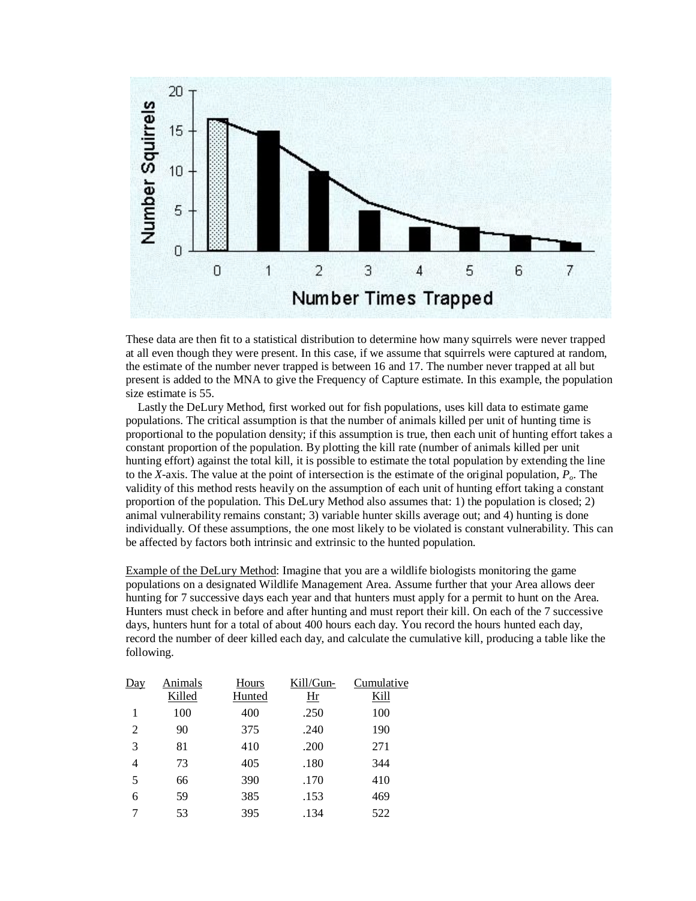These data are then fit to a statistical distribution to determine how many squirrels were never trapped at all even though they were present. In this case, if we assume that squirrels were captured at random, the estimate of the number never trapped is between 16 and 17. The number never trapped at all but present is added to the MNA to give the Frequency of Capture estimate. In this example, the population size estimate is 55.

Lastly the DeLury Method, first worked out for fish populations, uses kill data to estimate game populations. The critical assumption is that the number of animals killed per unit of hunting time is proportional to the population density; if this assumption is true, then each unit of hunting effort takes a constant proportion of the population. By plotting the kill rate (number of animals killed per unit hunting effort) against the total kill, it is possible to estimate the total population by extending the line to the *X*-axis. The value at the point of intersection is the estimate of the original population, $P_o$. The validity of this method rests heavily on the assumption of each unit of hunting effort taking a constant proportion of the population. This DeLury Method also assumes that: 1) the population is closed; 2) animal vulnerability remains constant; 3) variable hunter skills average out; and 4) hunting is done individually. Of these assumptions, the one most likely to be violated is constant vulnerability. This can be affected by factors both intrinsic and extrinsic to the hunted population.

Example of the DeLury Method: Imagine that you are a wildlife biologists monitoring the game populations on a designated Wildlife Management Area. Assume further that your Area allows deer hunting for 7 successive days each year and that hunters must apply for a permit to hunt on the Area. Hunters must check in before and after hunting and must report their kill. On each of the 7 successive days, hunters hunt for a total of about 400 hours each day. You record the hours hunted each day, record the number of deer killed each day, and calculate the cumulative kill, producing a table like the following.

| Day | Animals Killed | Hours Hunted | Kill/Gun-Hr | Cumulative Kill |
|---|---|---|---|---|
| 1 | 100 | 400 | .250 | 100 |
| 2 | 90 | 375 | .240 | 190 |
| 3 | 81 | 410 | .200 | 271 |
| 4 | 73 | 405 | .180 | 344 |
| 5 | 66 | 390 | .170 | 410 |
| 6 | 59 | 385 | .153 | 469 |
| 7 | 53 | 395 | .134 | 522 |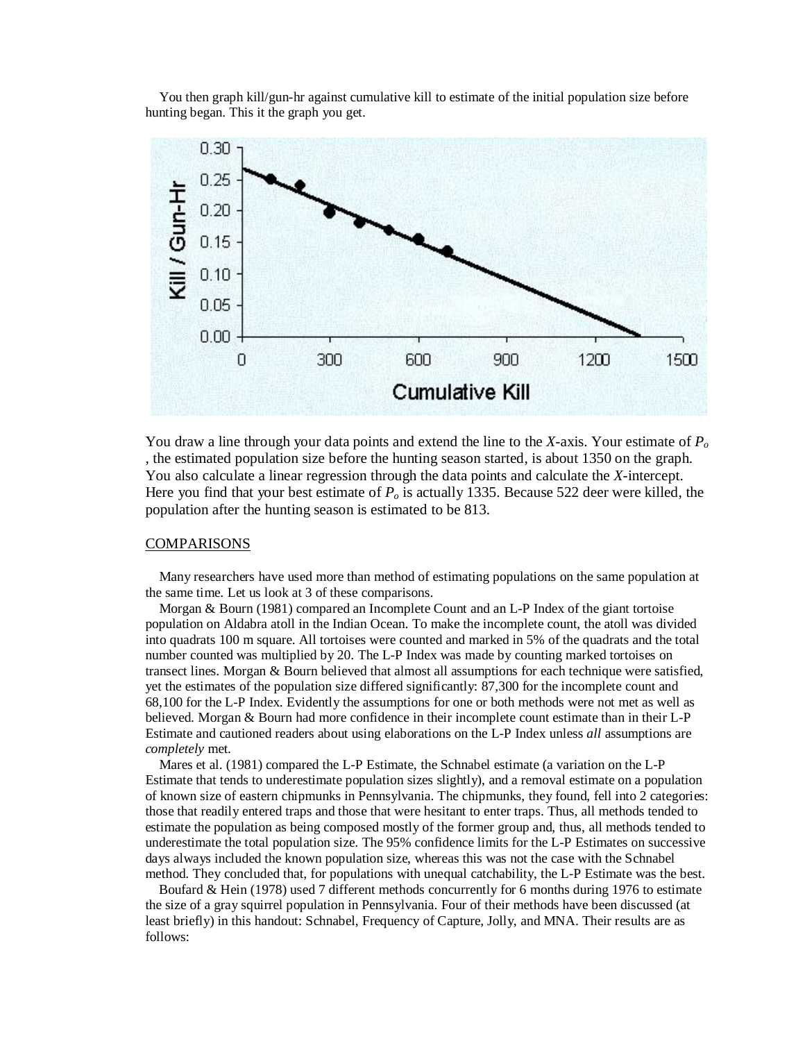You then graph kill/gun-hr against cumulative kill to estimate of the initial population size before hunting began. This it the graph you get.

You draw a line through your data points and extend the line to the *X*-axis. Your estimate of $P_o$ , the estimated population size before the hunting season started, is about 1350 on the graph. You also calculate a linear regression through the data points and calculate the *X*-intercept. Here you find that your best estimate of $P_o$ is actually 1335. Because 522 deer were killed, the population after the hunting season is estimated to be 813.

## COMPARISONS

Many researchers have used more than method of estimating populations on the same population at the same time. Let us look at 3 of these comparisons.

Morgan & Bourn (1981) compared an Incomplete Count and an L-P Index of the giant tortoise population on Aldabra atoll in the Indian Ocean. To make the incomplete count, the atoll was divided into quadrats 100 m square. All tortoises were counted and marked in 5% of the quadrats and the total number counted was multiplied by 20. The L-P Index was made by counting marked tortoises on transect lines. Morgan & Bourn believed that almost all assumptions for each technique were satisfied, yet the estimates of the population size differed significantly: 87,300 for the incomplete count and 68,100 for the L-P Index. Evidently the assumptions for one or both methods were not met as well as believed. Morgan & Bourn had more confidence in their incomplete count estimate than in their L-P Estimate and cautioned readers about using elaborations on the L-P Index unless *all* assumptions are *completely* met.

Mares et al. (1981) compared the L-P Estimate, the Schnabel estimate (a variation on the L-P Estimate that tends to underestimate population sizes slightly), and a removal estimate on a population of known size of eastern chipmunks in Pennsylvania. The chipmunks, they found, fell into 2 categories: those that readily entered traps and those that were hesitant to enter traps. Thus, all methods tended to estimate the population as being composed mostly of the former group and, thus, all methods tended to underestimate the total population size. The 95% confidence limits for the L-P Estimates on successive days always included the known population size, whereas this was not the case with the Schnabel method. They concluded that, for populations with unequal catchability, the L-P Estimate was the best.

Boufard & Hein (1978) used 7 different methods concurrently for 6 months during 1976 to estimate the size of a gray squirrel population in Pennsylvania. Four of their methods have been discussed (at least briefly) in this handout: Schnabel, Frequency of Capture, Jolly, and MNA. Their results are as follows: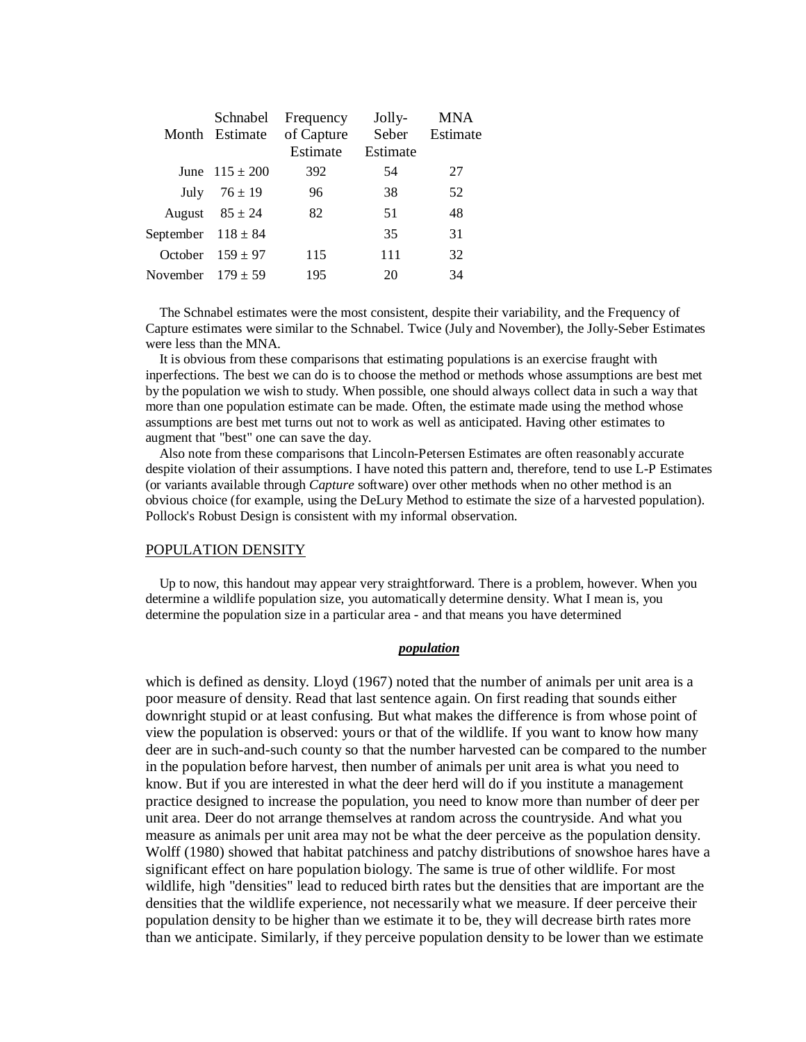| Month | Schnabel Estimate | Frequency of Capture Estimate | Jolly-Seber Estimate | MNA Estimate |
|---|---|---|---|---|
| June | 115 ± 200 | 392 | 54 | 27 |
| July | 76 ± 19 | 96 | 38 | 52 |
| August | 85 ± 24 | 82 | 51 | 48 |
| September | 118 ± 84 | | 35 | 31 |
| October | 159 ± 97 | 115 | 111 | 32 |
| November | 179 ± 59 | 195 | 20 | 34 |

The Schnabel estimates were the most consistent, despite their variability, and the Frequency of Capture estimates were similar to the Schnabel. Twice (July and November), the Jolly-Seber Estimates were less than the MNA.

It is obvious from these comparisons that estimating populations is an exercise fraught with inperfections. The best we can do is to choose the method or methods whose assumptions are best met by the population we wish to study. When possible, one should always collect data in such a way that more than one population estimate can be made. Often, the estimate made using the method whose assumptions are best met turns out not to work as well as anticipated. Having other estimates to augment that "best" one can save the day.

Also note from these comparisons that Lincoln-Petersen Estimates are often reasonably accurate despite violation of their assumptions. I have noted this pattern and, therefore, tend to use L-P Estimates (or variants available through *Capture* software) over other methods when no other method is an obvious choice (for example, using the DeLury Method to estimate the size of a harvested population). Pollock's Robust Design is consistent with my informal observation.

## POPULATION DENSITY

Up to now, this handout may appear very straightforward. There is a problem, however. When you determine a wildlife population size, you automatically determine density. What I mean is, you determine the population size in a particular area - and that means you have determined

***population***

which is defined as density. Lloyd (1967) noted that the number of animals per unit area is a poor measure of density. Read that last sentence again. On first reading that sounds either downright stupid or at least confusing. But what makes the difference is from whose point of view the population is observed: yours or that of the wildlife. If you want to know how many deer are in such-and-such county so that the number harvested can be compared to the number in the population before harvest, then number of animals per unit area is what you need to know. But if you are interested in what the deer herd will do if you institute a management practice designed to increase the population, you need to know more than number of deer per unit area. Deer do not arrange themselves at random across the countryside. And what you measure as animals per unit area may not be what the deer perceive as the population density. Wolff (1980) showed that habitat patchiness and patchy distributions of snowshoe hares have a significant effect on hare population biology. The same is true of other wildlife. For most wildlife, high "densities" lead to reduced birth rates but the densities that are important are the densities that the wildlife experience, not necessarily what we measure. If deer perceive their population density to be higher than we estimate it to be, they will decrease birth rates more than we anticipate. Similarly, if they perceive population density to be lower than we estimate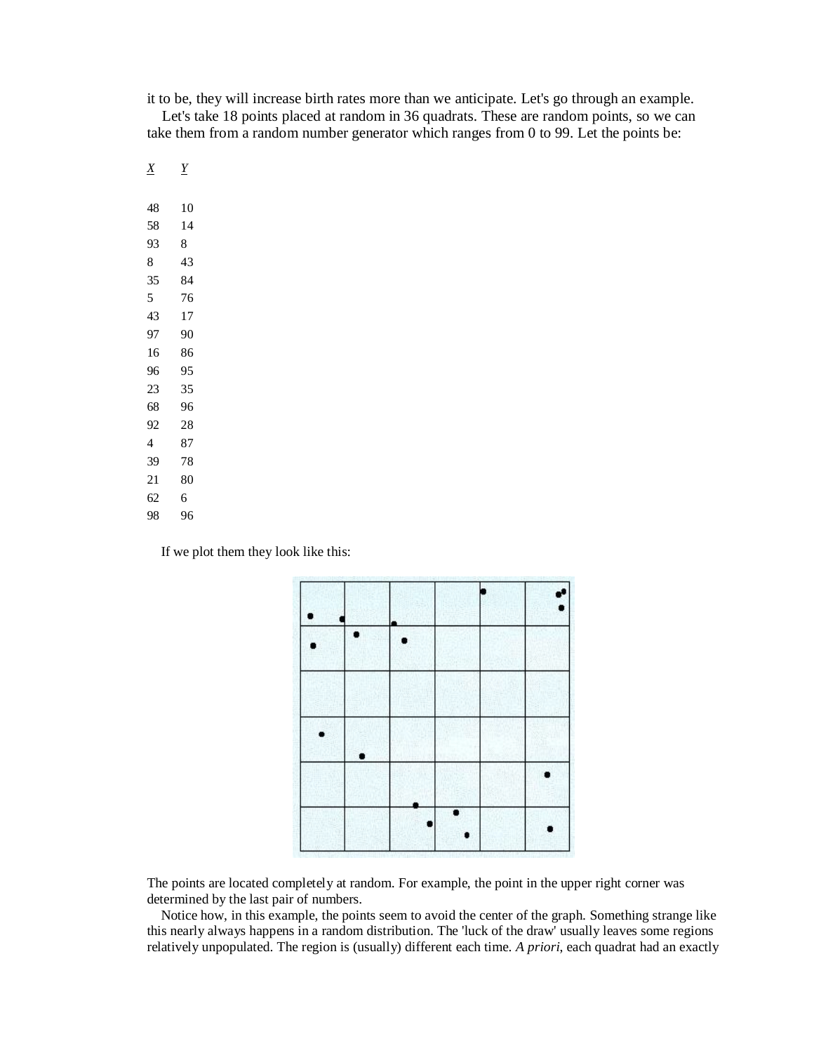it to be, they will increase birth rates more than we anticipate. Let's go through an example.

Let's take 18 points placed at random in 36 quadrats. These are random points, so we can take them from a random number generator which ranges from 0 to 99. Let the points be:

| *X* | *Y* |
|---|---|
| 48 | 10 |
| 58 | 14 |
| 93 | 8 |
| 8 | 43 |
| 35 | 84 |
| 5 | 76 |
| 43 | 17 |
| 97 | 90 |
| 16 | 86 |
| 96 | 95 |
| 23 | 35 |
| 68 | 96 |
| 92 | 28 |
| 4 | 87 |
| 39 | 78 |
| 21 | 80 |
| 62 | 6 |
| 98 | 96 |

If we plot them they look like this:

The points are located completely at random. For example, the point in the upper right corner was determined by the last pair of numbers.

Notice how, in this example, the points seem to avoid the center of the graph. Something strange like this nearly always happens in a random distribution. The 'luck of the draw' usually leaves some regions relatively unpopulated. The region is (usually) different each time. *A priori*, each quadrat had an exactly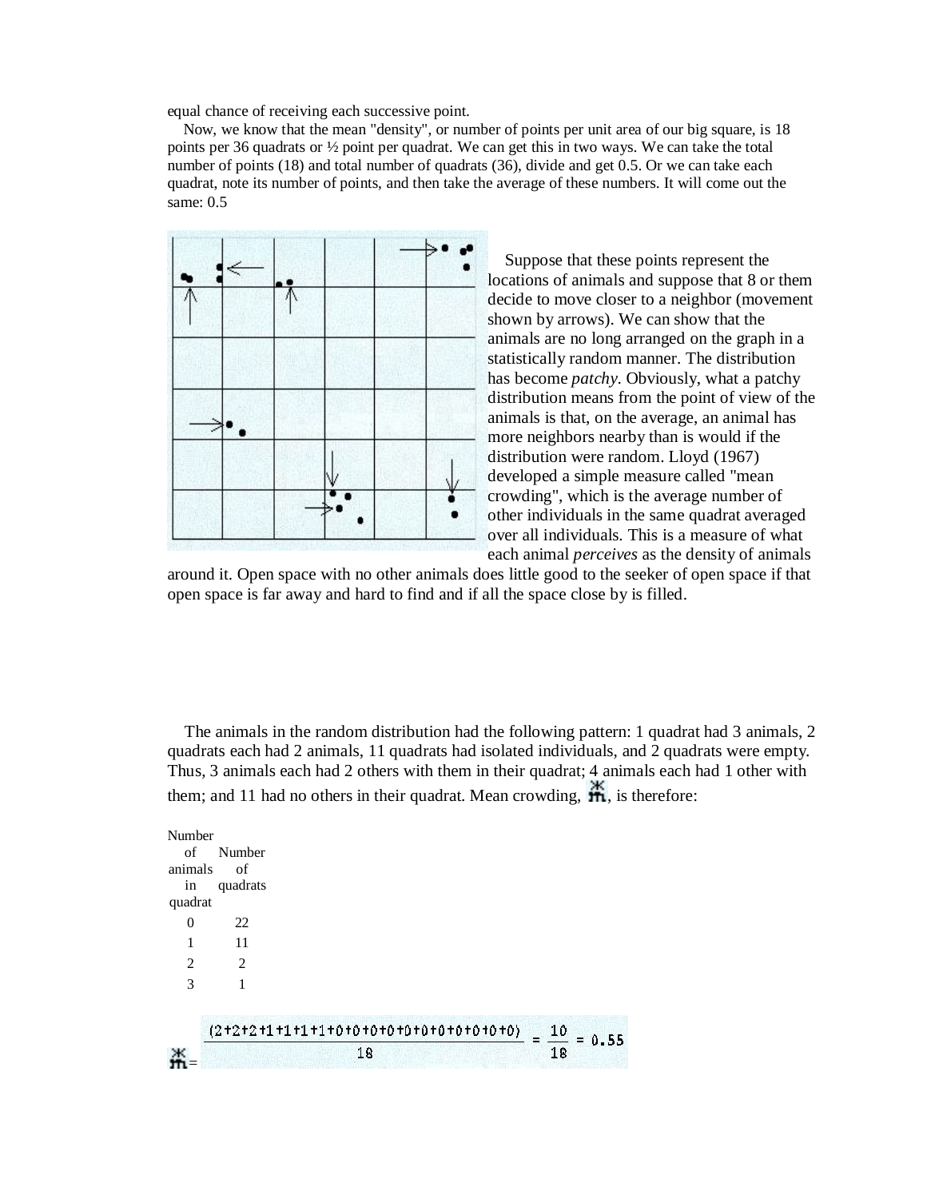equal chance of receiving each successive point.

Now, we know that the mean "density", or number of points per unit area of our big square, is 18 points per 36 quadrats or ½ point per quadrat. We can get this in two ways. We can take the total number of points (18) and total number of quadrats (36), divide and get 0.5. Or we can take each quadrat, note its number of points, and then take the average of these numbers. It will come out the same: 0.5

Suppose that these points represent the locations of animals and suppose that 8 or them decide to move closer to a neighbor (movement shown by arrows). We can show that the animals are no long arranged on the graph in a statistically random manner. The distribution has become *patchy*. Obviously, what a patchy distribution means from the point of view of the animals is that, on the average, an animal has more neighbors nearby than is would if the distribution were random. Lloyd (1967) developed a simple measure called "mean crowding", which is the average number of other individuals in the same quadrat averaged over all individuals. This is a measure of what each animal *perceives* as the density of animals around it. Open space with no other animals does little good to the seeker of open space if that open space is far away and hard to find and if all the space close by is filled.

The animals in the random distribution had the following pattern: 1 quadrat had 3 animals, 2 quadrats each had 2 animals, 11 quadrats had isolated individuals, and 2 quadrats were empty. Thus, 3 animals each had 2 others with them in their quadrat; 4 animals each had 1 other with them; and 11 had no others in their quadrat. Mean crowding, $\overset{*}{m}$, is therefore:

| Number of animals in quadrat | Number of quadrats |
|---|---|
| 0 | 22 |
| 1 | 11 |
| 2 | 2 |
| 3 | 1 |

$$\overset{*}{m} = \frac{(2+2+2+1+1+1+1+0+0+0+0+0+0+0+0+0+0+0)}{18} = \frac{10}{18} = 0.55$$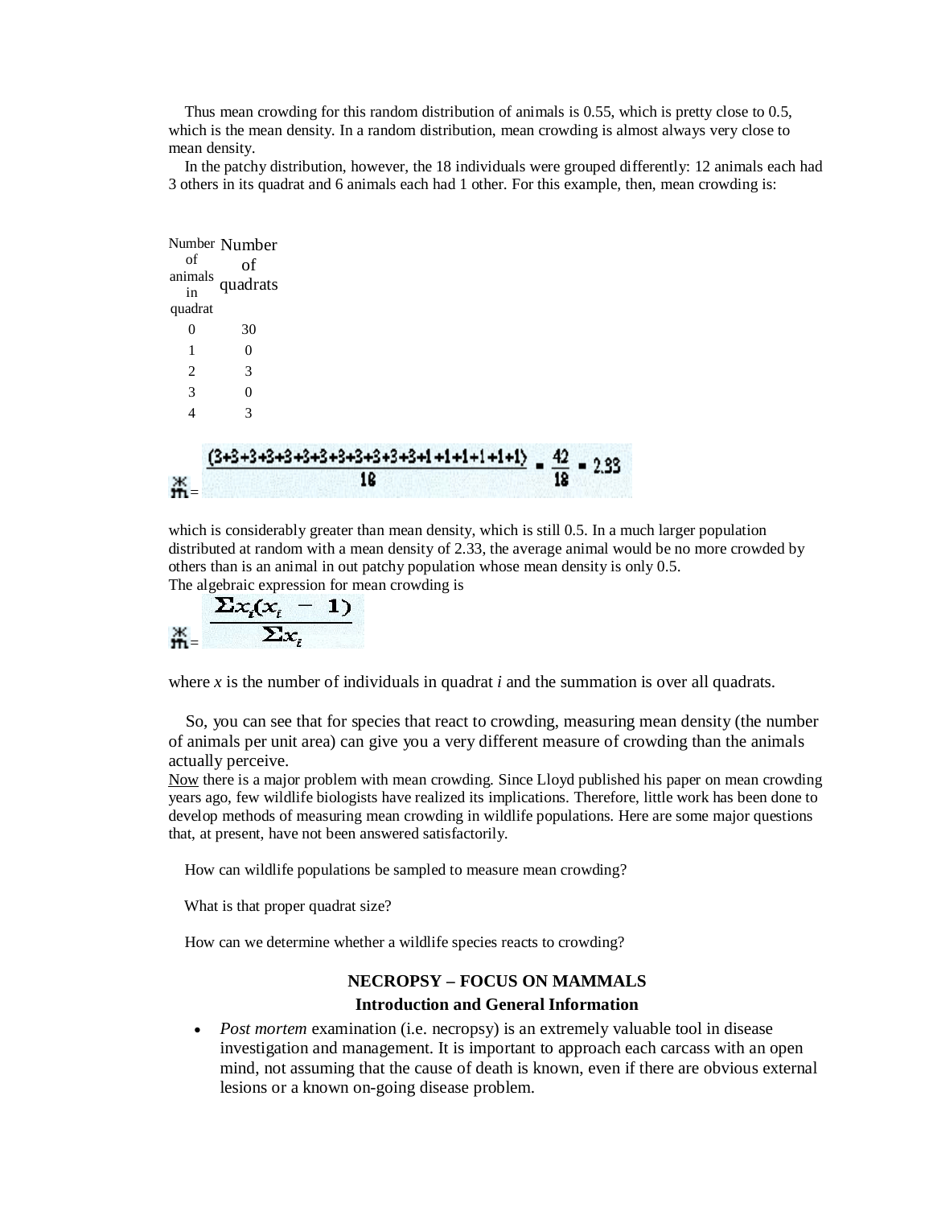Thus mean crowding for this random distribution of animals is 0.55, which is pretty close to 0.5, which is the mean density. In a random distribution, mean crowding is almost always very close to mean density.

In the patchy distribution, however, the 18 individuals were grouped differently: 12 animals each had 3 others in its quadrat and 6 animals each had 1 other. For this example, then, mean crowding is:

| Number of animals in quadrat | Number of quadrats |
|---|---|
| 0 | 30 |
| 1 | 0 |
| 2 | 3 |
| 3 | 0 |
| 4 | 3 |

$$\overset{*}{m} = \frac{(3+3+3+3+3+3+3+3+3+3+3+3+1+1+1+1+1+1)}{18} = \frac{42}{18} = 2.33$$

which is considerably greater than mean density, which is still 0.5. In a much larger population distributed at random with a mean density of 2.33, the average animal would be no more crowded by others than is an animal in out patchy population whose mean density is only 0.5.

The algebraic expression for mean crowding is

$$\overset{*}{m} = \frac{\Sigma x_i(x_i - 1)}{\Sigma x_i}$$

where *x* is the number of individuals in quadrat *i* and the summation is over all quadrats.

So, you can see that for species that react to crowding, measuring mean density (the number of animals per unit area) can give you a very different measure of crowding than the animals actually perceive.

Now there is a major problem with mean crowding. Since Lloyd published his paper on mean crowding years ago, few wildlife biologists have realized its implications. Therefore, little work has been done to develop methods of measuring mean crowding in wildlife populations. Here are some major questions that, at present, have not been answered satisfactorily.

How can wildlife populations be sampled to measure mean crowding?

What is that proper quadrat size?

How can we determine whether a wildlife species reacts to crowding?

## NECROPSY – FOCUS ON MAMMALS

### Introduction and General Information

- *Post mortem* examination (i.e. necropsy) is an extremely valuable tool in disease investigation and management. It is important to approach each carcass with an open mind, not assuming that the cause of death is known, even if there are obvious external lesions or a known on-going disease problem.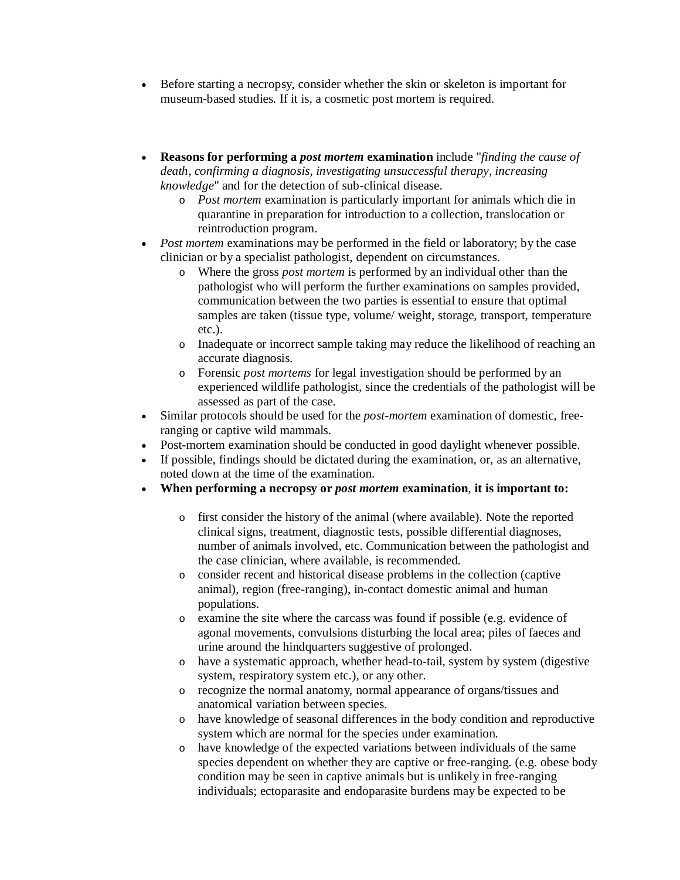- Before starting a necropsy, consider whether the skin or skeleton is important for museum-based studies. If it is, a cosmetic post mortem is required.

- **Reasons for performing a *post mortem* examination** include "*finding the cause of death, confirming a diagnosis, investigating unsuccessful therapy, increasing knowledge*" and for the detection of sub-clinical disease.
    - *Post mortem* examination is particularly important for animals which die in quarantine in preparation for introduction to a collection, translocation or reintroduction program.
- *Post mortem* examinations may be performed in the field or laboratory; by the case clinician or by a specialist pathologist, dependent on circumstances.
    - Where the gross *post mortem* is performed by an individual other than the pathologist who will perform the further examinations on samples provided, communication between the two parties is essential to ensure that optimal samples are taken (tissue type, volume/ weight, storage, transport, temperature etc.).
    - Inadequate or incorrect sample taking may reduce the likelihood of reaching an accurate diagnosis.
    - Forensic *post mortems* for legal investigation should be performed by an experienced wildlife pathologist, since the credentials of the pathologist will be assessed as part of the case.
- Similar protocols should be used for the *post-mortem* examination of domestic, free-ranging or captive wild mammals.
- Post-mortem examination should be conducted in good daylight whenever possible.
- If possible, findings should be dictated during the examination, or, as an alternative, noted down at the time of the examination.
- **When performing a necropsy or *post mortem* examination**, **it is important to:**
    - first consider the history of the animal (where available). Note the reported clinical signs, treatment, diagnostic tests, possible differential diagnoses, number of animals involved, etc. Communication between the pathologist and the case clinician, where available, is recommended.
    - consider recent and historical disease problems in the collection (captive animal), region (free-ranging), in-contact domestic animal and human populations.
    - examine the site where the carcass was found if possible (e.g. evidence of agonal movements, convulsions disturbing the local area; piles of faeces and urine around the hindquarters suggestive of prolonged.
    - have a systematic approach, whether head-to-tail, system by system (digestive system, respiratory system etc.), or any other.
    - recognize the normal anatomy, normal appearance of organs/tissues and anatomical variation between species.
    - have knowledge of seasonal differences in the body condition and reproductive system which are normal for the species under examination.
    - have knowledge of the expected variations between individuals of the same species dependent on whether they are captive or free-ranging. (e.g. obese body condition may be seen in captive animals but is unlikely in free-ranging individuals; ectoparasite and endoparasite burdens may be expected to be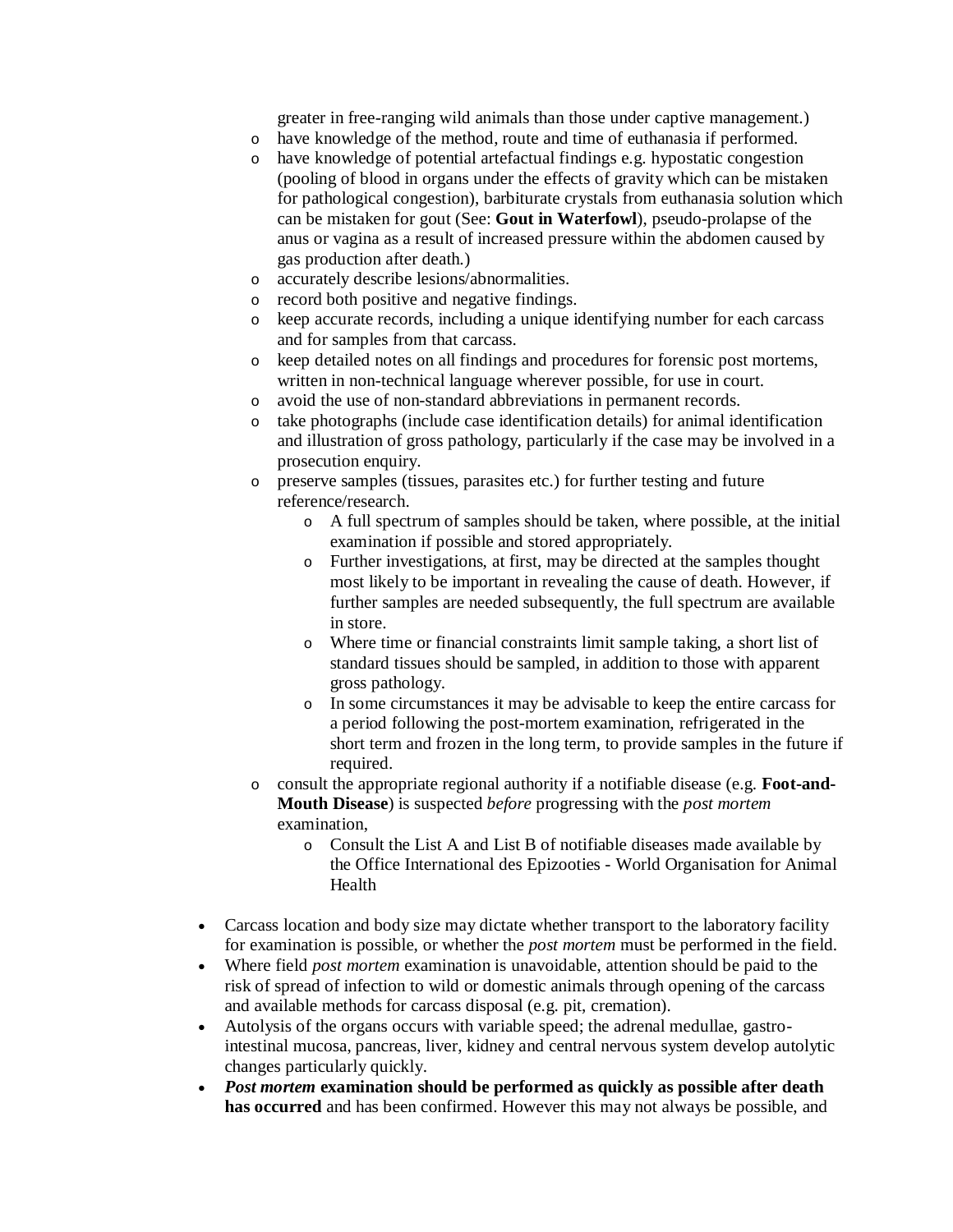greater in free-ranging wild animals than those under captive management.)

- have knowledge of the method, route and time of euthanasia if performed.
- have knowledge of potential artefactual findings e.g. hypostatic congestion (pooling of blood in organs under the effects of gravity which can be mistaken for pathological congestion), barbiturate crystals from euthanasia solution which can be mistaken for gout (See: **Gout in Waterfowl**), pseudo-prolapse of the anus or vagina as a result of increased pressure within the abdomen caused by gas production after death.)
- accurately describe lesions/abnormalities.
- record both positive and negative findings.
- keep accurate records, including a unique identifying number for each carcass and for samples from that carcass.
- keep detailed notes on all findings and procedures for forensic post mortems, written in non-technical language wherever possible, for use in court.
- avoid the use of non-standard abbreviations in permanent records.
- take photographs (include case identification details) for animal identification and illustration of gross pathology, particularly if the case may be involved in a prosecution enquiry.
- preserve samples (tissues, parasites etc.) for further testing and future reference/research.
  - A full spectrum of samples should be taken, where possible, at the initial examination if possible and stored appropriately.
  - Further investigations, at first, may be directed at the samples thought most likely to be important in revealing the cause of death. However, if further samples are needed subsequently, the full spectrum are available in store.
  - Where time or financial constraints limit sample taking, a short list of standard tissues should be sampled, in addition to those with apparent gross pathology.
  - In some circumstances it may be advisable to keep the entire carcass for a period following the post-mortem examination, refrigerated in the short term and frozen in the long term, to provide samples in the future if required.
- consult the appropriate regional authority if a notifiable disease (e.g. **Foot-and-Mouth Disease**) is suspected *before* progressing with the *post mortem* examination,
  - Consult the List A and List B of notifiable diseases made available by the Office International des Epizooties - World Organisation for Animal Health

- Carcass location and body size may dictate whether transport to the laboratory facility for examination is possible, or whether the *post mortem* must be performed in the field.
- Where field *post mortem* examination is unavoidable, attention should be paid to the risk of spread of infection to wild or domestic animals through opening of the carcass and available methods for carcass disposal (e.g. pit, cremation).
- Autolysis of the organs occurs with variable speed; the adrenal medullae, gastro-intestinal mucosa, pancreas, liver, kidney and central nervous system develop autolytic changes particularly quickly.
- ***Post mortem* examination should be performed as quickly as possible after death has occurred** and has been confirmed. However this may not always be possible, and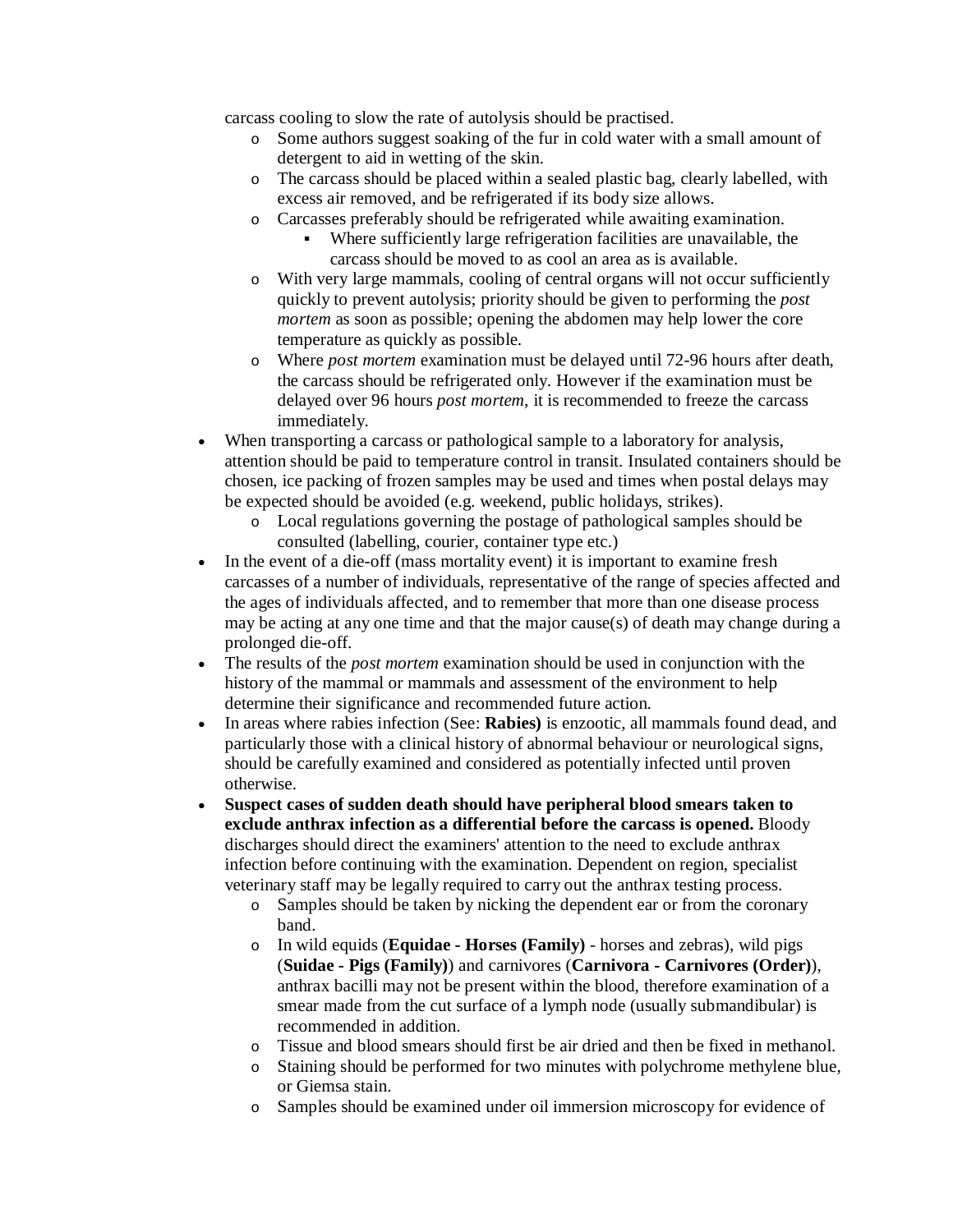carcass cooling to slow the rate of autolysis should be practised.

  - Some authors suggest soaking of the fur in cold water with a small amount of detergent to aid in wetting of the skin.
  - The carcass should be placed within a sealed plastic bag, clearly labelled, with excess air removed, and be refrigerated if its body size allows.
  - Carcasses preferably should be refrigerated while awaiting examination.
    - Where sufficiently large refrigeration facilities are unavailable, the carcass should be moved to as cool an area as is available.
  - With very large mammals, cooling of central organs will not occur sufficiently quickly to prevent autolysis; priority should be given to performing the *post mortem* as soon as possible; opening the abdomen may help lower the core temperature as quickly as possible.
  - Where *post mortem* examination must be delayed until 72-96 hours after death, the carcass should be refrigerated only. However if the examination must be delayed over 96 hours *post mortem*, it is recommended to freeze the carcass immediately.
- When transporting a carcass or pathological sample to a laboratory for analysis, attention should be paid to temperature control in transit. Insulated containers should be chosen, ice packing of frozen samples may be used and times when postal delays may be expected should be avoided (e.g. weekend, public holidays, strikes).
  - Local regulations governing the postage of pathological samples should be consulted (labelling, courier, container type etc.)
- In the event of a die-off (mass mortality event) it is important to examine fresh carcasses of a number of individuals, representative of the range of species affected and the ages of individuals affected, and to remember that more than one disease process may be acting at any one time and that the major cause(s) of death may change during a prolonged die-off.
- The results of the *post mortem* examination should be used in conjunction with the history of the mammal or mammals and assessment of the environment to help determine their significance and recommended future action.
- In areas where rabies infection (See: **Rabies)** is enzootic, all mammals found dead, and particularly those with a clinical history of abnormal behaviour or neurological signs, should be carefully examined and considered as potentially infected until proven otherwise.
- **Suspect cases of sudden death should have peripheral blood smears taken to exclude anthrax infection as a differential before the carcass is opened.** Bloody discharges should direct the examiners' attention to the need to exclude anthrax infection before continuing with the examination. Dependent on region, specialist veterinary staff may be legally required to carry out the anthrax testing process.
  - Samples should be taken by nicking the dependent ear or from the coronary band.
  - In wild equids (**Equidae - Horses (Family)** - horses and zebras), wild pigs (**Suidae - Pigs (Family)**) and carnivores (**Carnivora - Carnivores (Order)**), anthrax bacilli may not be present within the blood, therefore examination of a smear made from the cut surface of a lymph node (usually submandibular) is recommended in addition.
  - Tissue and blood smears should first be air dried and then be fixed in methanol.
  - Staining should be performed for two minutes with polychrome methylene blue, or Giemsa stain.
  - Samples should be examined under oil immersion microscopy for evidence of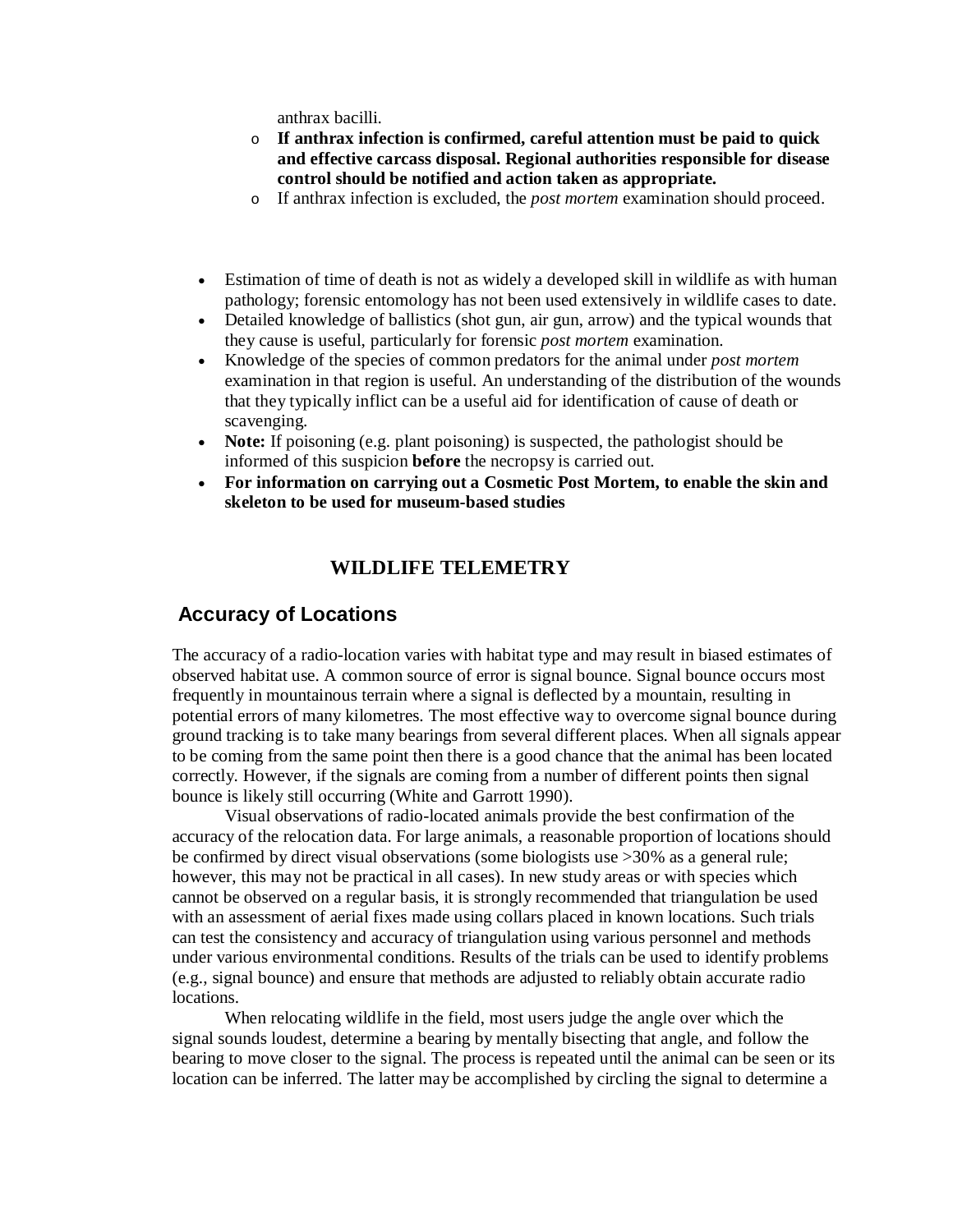anthrax bacilli.

- **If anthrax infection is confirmed, careful attention must be paid to quick and effective carcass disposal. Regional authorities responsible for disease control should be notified and action taken as appropriate.**
- If anthrax infection is excluded, the *post mortem* examination should proceed.

- Estimation of time of death is not as widely a developed skill in wildlife as with human pathology; forensic entomology has not been used extensively in wildlife cases to date.
- Detailed knowledge of ballistics (shot gun, air gun, arrow) and the typical wounds that they cause is useful, particularly for forensic *post mortem* examination.
- Knowledge of the species of common predators for the animal under *post mortem* examination in that region is useful. An understanding of the distribution of the wounds that they typically inflict can be a useful aid for identification of cause of death or scavenging.
- **Note:** If poisoning (e.g. plant poisoning) is suspected, the pathologist should be informed of this suspicion **before** the necropsy is carried out.
- **For information on carrying out a Cosmetic Post Mortem, to enable the skin and skeleton to be used for museum-based studies**

# WILDLIFE TELEMETRY

## Accuracy of Locations

The accuracy of a radio-location varies with habitat type and may result in biased estimates of observed habitat use. A common source of error is signal bounce. Signal bounce occurs most frequently in mountainous terrain where a signal is deflected by a mountain, resulting in potential errors of many kilometres. The most effective way to overcome signal bounce during ground tracking is to take many bearings from several different places. When all signals appear to be coming from the same point then there is a good chance that the animal has been located correctly. However, if the signals are coming from a number of different points then signal bounce is likely still occurring (White and Garrott 1990).

Visual observations of radio-located animals provide the best confirmation of the accuracy of the relocation data. For large animals, a reasonable proportion of locations should be confirmed by direct visual observations (some biologists use >30% as a general rule; however, this may not be practical in all cases). In new study areas or with species which cannot be observed on a regular basis, it is strongly recommended that triangulation be used with an assessment of aerial fixes made using collars placed in known locations. Such trials can test the consistency and accuracy of triangulation using various personnel and methods under various environmental conditions. Results of the trials can be used to identify problems (e.g., signal bounce) and ensure that methods are adjusted to reliably obtain accurate radio locations.

When relocating wildlife in the field, most users judge the angle over which the signal sounds loudest, determine a bearing by mentally bisecting that angle, and follow the bearing to move closer to the signal. The process is repeated until the animal can be seen or its location can be inferred. The latter may be accomplished by circling the signal to determine a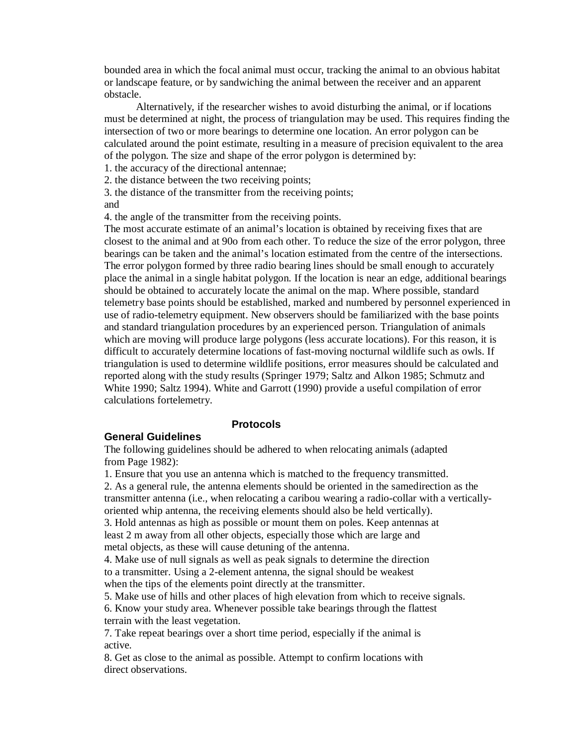bounded area in which the focal animal must occur, tracking the animal to an obvious habitat or landscape feature, or by sandwiching the animal between the receiver and an apparent obstacle.

Alternatively, if the researcher wishes to avoid disturbing the animal, or if locations must be determined at night, the process of triangulation may be used. This requires finding the intersection of two or more bearings to determine one location. An error polygon can be calculated around the point estimate, resulting in a measure of precision equivalent to the area of the polygon. The size and shape of the error polygon is determined by:

1. the accuracy of the directional antennae;
2. the distance between the two receiving points;
3. the distance of the transmitter from the receiving points;

and

4. the angle of the transmitter from the receiving points.

The most accurate estimate of an animal's location is obtained by receiving fixes that are closest to the animal and at 90o from each other. To reduce the size of the error polygon, three bearings can be taken and the animal's location estimated from the centre of the intersections. The error polygon formed by three radio bearing lines should be small enough to accurately place the animal in a single habitat polygon. If the location is near an edge, additional bearings should be obtained to accurately locate the animal on the map. Where possible, standard telemetry base points should be established, marked and numbered by personnel experienced in use of radio-telemetry equipment. New observers should be familiarized with the base points and standard triangulation procedures by an experienced person. Triangulation of animals which are moving will produce large polygons (less accurate locations). For this reason, it is difficult to accurately determine locations of fast-moving nocturnal wildlife such as owls. If triangulation is used to determine wildlife positions, error measures should be calculated and reported along with the study results (Springer 1979; Saltz and Alkon 1985; Schmutz and White 1990; Saltz 1994). White and Garrott (1990) provide a useful compilation of error calculations fortelemetry.

## Protocols

### General Guidelines

The following guidelines should be adhered to when relocating animals (adapted from Page 1982):

1. Ensure that you use an antenna which is matched to the frequency transmitted.
2. As a general rule, the antenna elements should be oriented in the samedirection as the transmitter antenna (i.e., when relocating a caribou wearing a radio-collar with a vertically-oriented whip antenna, the receiving elements should also be held vertically).
3. Hold antennas as high as possible or mount them on poles. Keep antennas at least 2 m away from all other objects, especially those which are large and metal objects, as these will cause detuning of the antenna.
4. Make use of null signals as well as peak signals to determine the direction to a transmitter. Using a 2-element antenna, the signal should be weakest when the tips of the elements point directly at the transmitter.
5. Make use of hills and other places of high elevation from which to receive signals.
6. Know your study area. Whenever possible take bearings through the flattest terrain with the least vegetation.
7. Take repeat bearings over a short time period, especially if the animal is active.
8. Get as close to the animal as possible. Attempt to confirm locations with direct observations.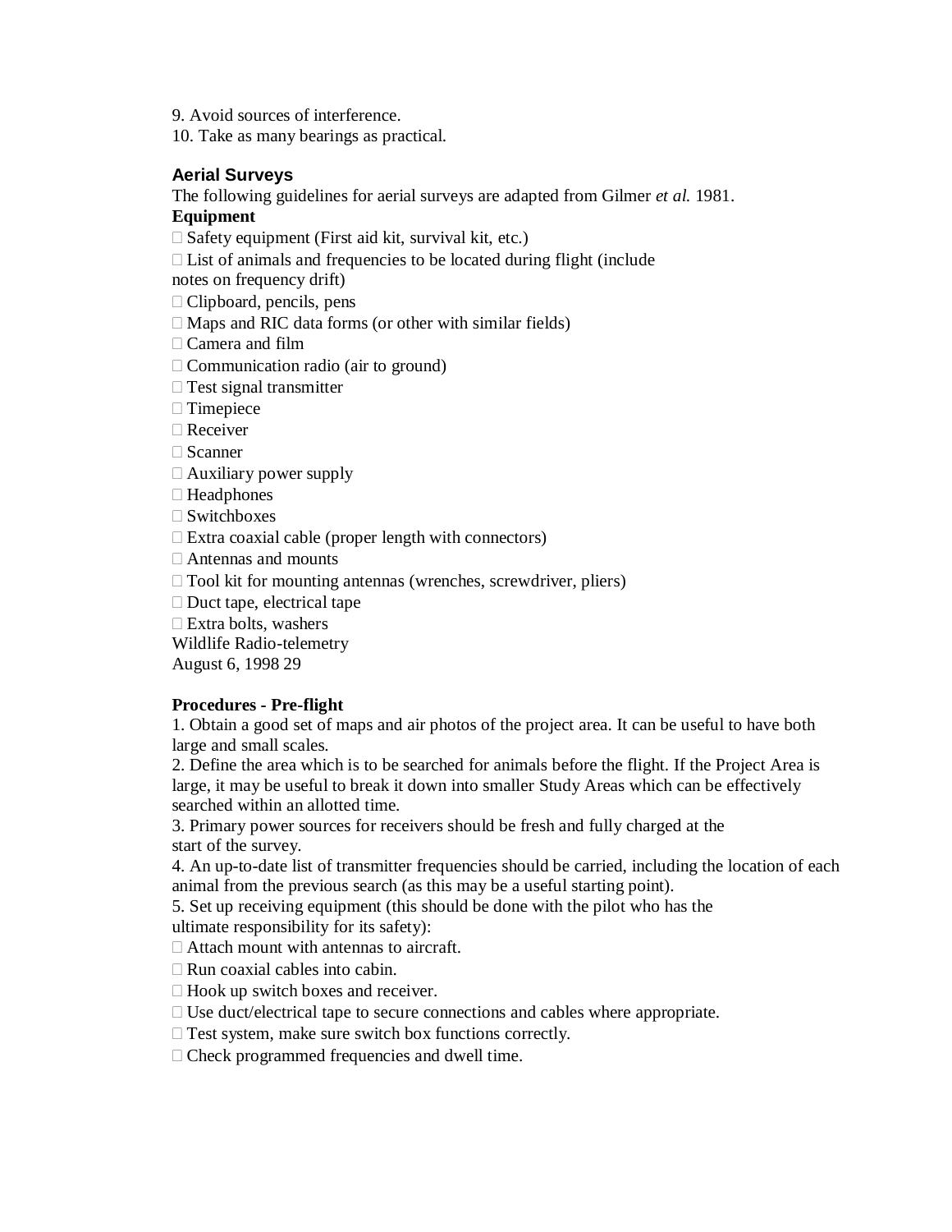9. Avoid sources of interference.
10. Take as many bearings as practical.

## Aerial Surveys

The following guidelines for aerial surveys are adapted from Gilmer *et al.* 1981.

**Equipment**

- Safety equipment (First aid kit, survival kit, etc.)
- List of animals and frequencies to be located during flight (include notes on frequency drift)
- Clipboard, pencils, pens
- Maps and RIC data forms (or other with similar fields)
- Camera and film
- Communication radio (air to ground)
- Test signal transmitter
- Timepiece
- Receiver
- Scanner
- Auxiliary power supply
- Headphones
- Switchboxes
- Extra coaxial cable (proper length with connectors)
- Antennas and mounts
- Tool kit for mounting antennas (wrenches, screwdriver, pliers)
- Duct tape, electrical tape
- Extra bolts, washers

**Procedures - Pre-flight**

1. Obtain a good set of maps and air photos of the project area. It can be useful to have both large and small scales.
2. Define the area which is to be searched for animals before the flight. If the Project Area is large, it may be useful to break it down into smaller Study Areas which can be effectively searched within an allotted time.
3. Primary power sources for receivers should be fresh and fully charged at the start of the survey.
4. An up-to-date list of transmitter frequencies should be carried, including the location of each animal from the previous search (as this may be a useful starting point).
5. Set up receiving equipment (this should be done with the pilot who has the ultimate responsibility for its safety):
   - Attach mount with antennas to aircraft.
   - Run coaxial cables into cabin.
   - Hook up switch boxes and receiver.
   - Use duct/electrical tape to secure connections and cables where appropriate.
   - Test system, make sure switch box functions correctly.
   - Check programmed frequencies and dwell time.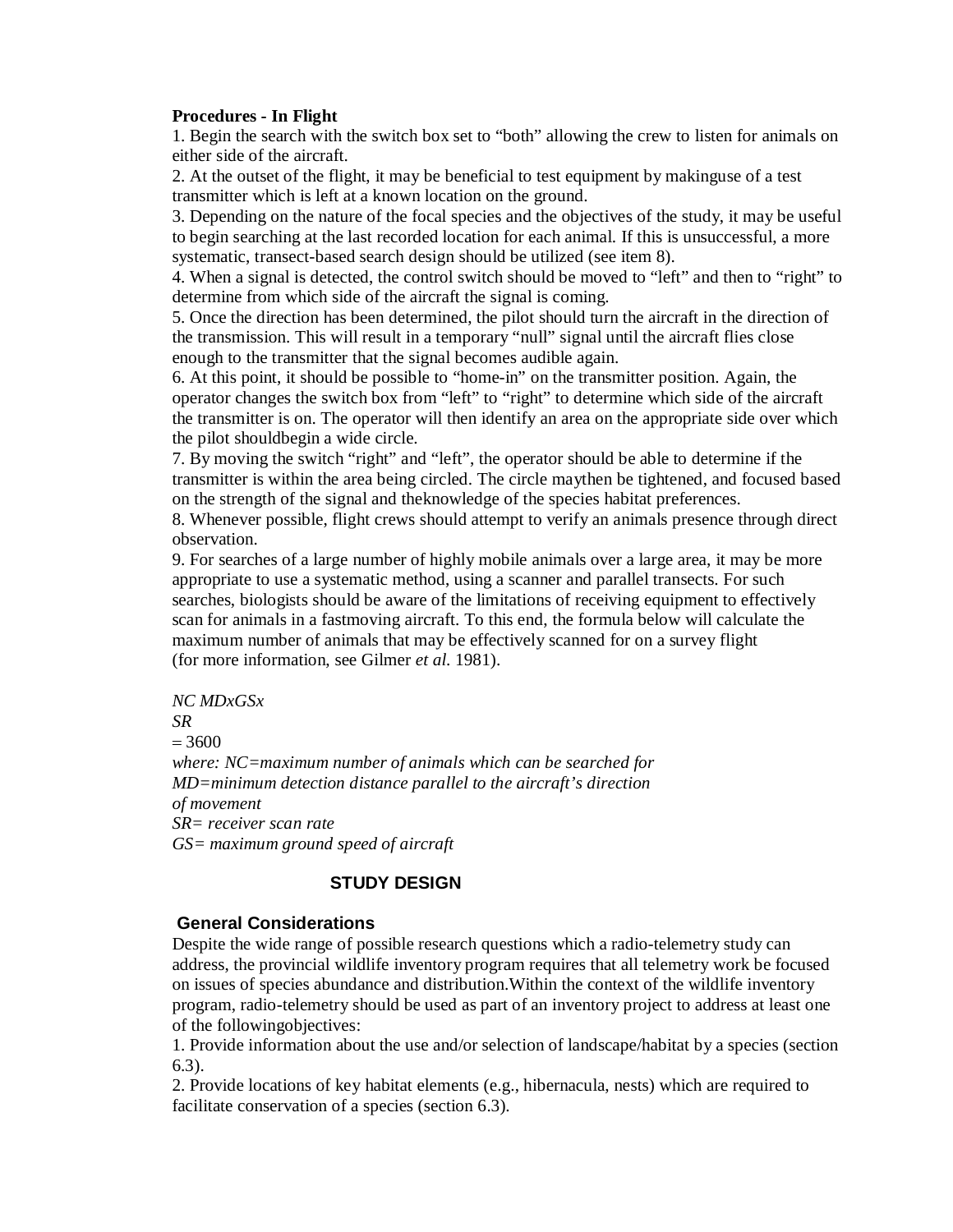**Procedures - In Flight**

1. Begin the search with the switch box set to "both" allowing the crew to listen for animals on either side of the aircraft.
2. At the outset of the flight, it may be beneficial to test equipment by makinguse of a test transmitter which is left at a known location on the ground.
3. Depending on the nature of the focal species and the objectives of the study, it may be useful to begin searching at the last recorded location for each animal. If this is unsuccessful, a more systematic, transect-based search design should be utilized (see item 8).
4. When a signal is detected, the control switch should be moved to "left" and then to "right" to determine from which side of the aircraft the signal is coming.
5. Once the direction has been determined, the pilot should turn the aircraft in the direction of the transmission. This will result in a temporary "null" signal until the aircraft flies close enough to the transmitter that the signal becomes audible again.
6. At this point, it should be possible to "home-in" on the transmitter position. Again, the operator changes the switch box from "left" to "right" to determine which side of the aircraft the transmitter is on. The operator will then identify an area on the appropriate side over which the pilot shouldbegin a wide circle.
7. By moving the switch "right" and "left", the operator should be able to determine if the transmitter is within the area being circled. The circle maythen be tightened, and focused based on the strength of the signal and theknowledge of the species habitat preferences.
8. Whenever possible, flight crews should attempt to verify an animals presence through direct observation.
9. For searches of a large number of highly mobile animals over a large area, it may be more appropriate to use a systematic method, using a scanner and parallel transects. For such searches, biologists should be aware of the limitations of receiving equipment to effectively scan for animals in a fastmoving aircraft. To this end, the formula below will calculate the maximum number of animals that may be effectively scanned for on a survey flight (for more information, see Gilmer *et al.* 1981).

*NC MDxGSx*
*SR*
= 3600
*where: NC=maximum number of animals which can be searched for*
*MD=minimum detection distance parallel to the aircraft's direction of movement*
*SR= receiver scan rate*
*GS= maximum ground speed of aircraft*

## STUDY DESIGN

### General Considerations

Despite the wide range of possible research questions which a radio-telemetry study can address, the provincial wildlife inventory program requires that all telemetry work be focused on issues of species abundance and distribution.Within the context of the wildlife inventory program, radio-telemetry should be used as part of an inventory project to address at least one of the followingobjectives:

1. Provide information about the use and/or selection of landscape/habitat by a species (section 6.3).
2. Provide locations of key habitat elements (e.g., hibernacula, nests) which are required to facilitate conservation of a species (section 6.3).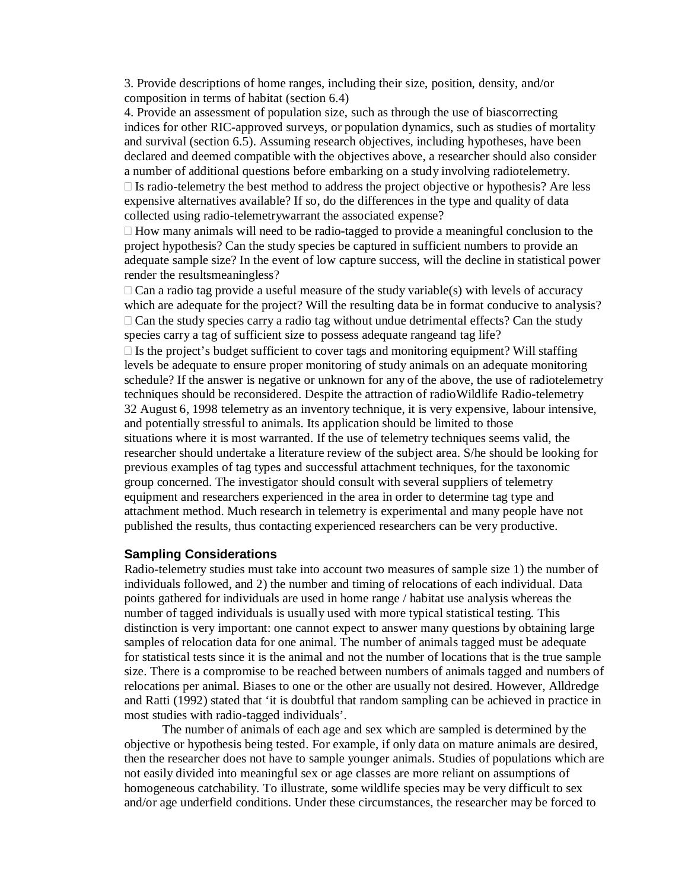3. Provide descriptions of home ranges, including their size, position, density, and/or composition in terms of habitat (section 6.4)

4. Provide an assessment of population size, such as through the use of biascorrecting indices for other RIC-approved surveys, or population dynamics, such as studies of mortality and survival (section 6.5). Assuming research objectives, including hypotheses, have been declared and deemed compatible with the objectives above, a researcher should also consider a number of additional questions before embarking on a study involving radiotelemetry.

- Is radio-telemetry the best method to address the project objective or hypothesis? Are less expensive alternatives available? If so, do the differences in the type and quality of data collected using radio-telemetrywarrant the associated expense?
- How many animals will need to be radio-tagged to provide a meaningful conclusion to the project hypothesis? Can the study species be captured in sufficient numbers to provide an adequate sample size? In the event of low capture success, will the decline in statistical power render the resultsmeaningless?
- Can a radio tag provide a useful measure of the study variable(s) with levels of accuracy which are adequate for the project? Will the resulting data be in format conducive to analysis?
- Can the study species carry a radio tag without undue detrimental effects? Can the study species carry a tag of sufficient size to possess adequate rangeand tag life?
- Is the project's budget sufficient to cover tags and monitoring equipment? Will staffing levels be adequate to ensure proper monitoring of study animals on an adequate monitoring schedule? If the answer is negative or unknown for any of the above, the use of radiotelemetry techniques should be reconsidered. Despite the attraction of radioWildlife Radio-telemetry 32 August 6, 1998 telemetry as an inventory technique, it is very expensive, labour intensive, and potentially stressful to animals. Its application should be limited to those situations where it is most warranted. If the use of telemetry techniques seems valid, the researcher should undertake a literature review of the subject area. S/he should be looking for previous examples of tag types and successful attachment techniques, for the taxonomic group concerned. The investigator should consult with several suppliers of telemetry equipment and researchers experienced in the area in order to determine tag type and attachment method. Much research in telemetry is experimental and many people have not published the results, thus contacting experienced researchers can be very productive.

### Sampling Considerations

Radio-telemetry studies must take into account two measures of sample size 1) the number of individuals followed, and 2) the number and timing of relocations of each individual. Data points gathered for individuals are used in home range / habitat use analysis whereas the number of tagged individuals is usually used with more typical statistical testing. This distinction is very important: one cannot expect to answer many questions by obtaining large samples of relocation data for one animal. The number of animals tagged must be adequate for statistical tests since it is the animal and not the number of locations that is the true sample size. There is a compromise to be reached between numbers of animals tagged and numbers of relocations per animal. Biases to one or the other are usually not desired. However, Alldredge and Ratti (1992) stated that 'it is doubtful that random sampling can be achieved in practice in most studies with radio-tagged individuals'.

The number of animals of each age and sex which are sampled is determined by the objective or hypothesis being tested. For example, if only data on mature animals are desired, then the researcher does not have to sample younger animals. Studies of populations which are not easily divided into meaningful sex or age classes are more reliant on assumptions of homogeneous catchability. To illustrate, some wildlife species may be very difficult to sex and/or age underfield conditions. Under these circumstances, the researcher may be forced to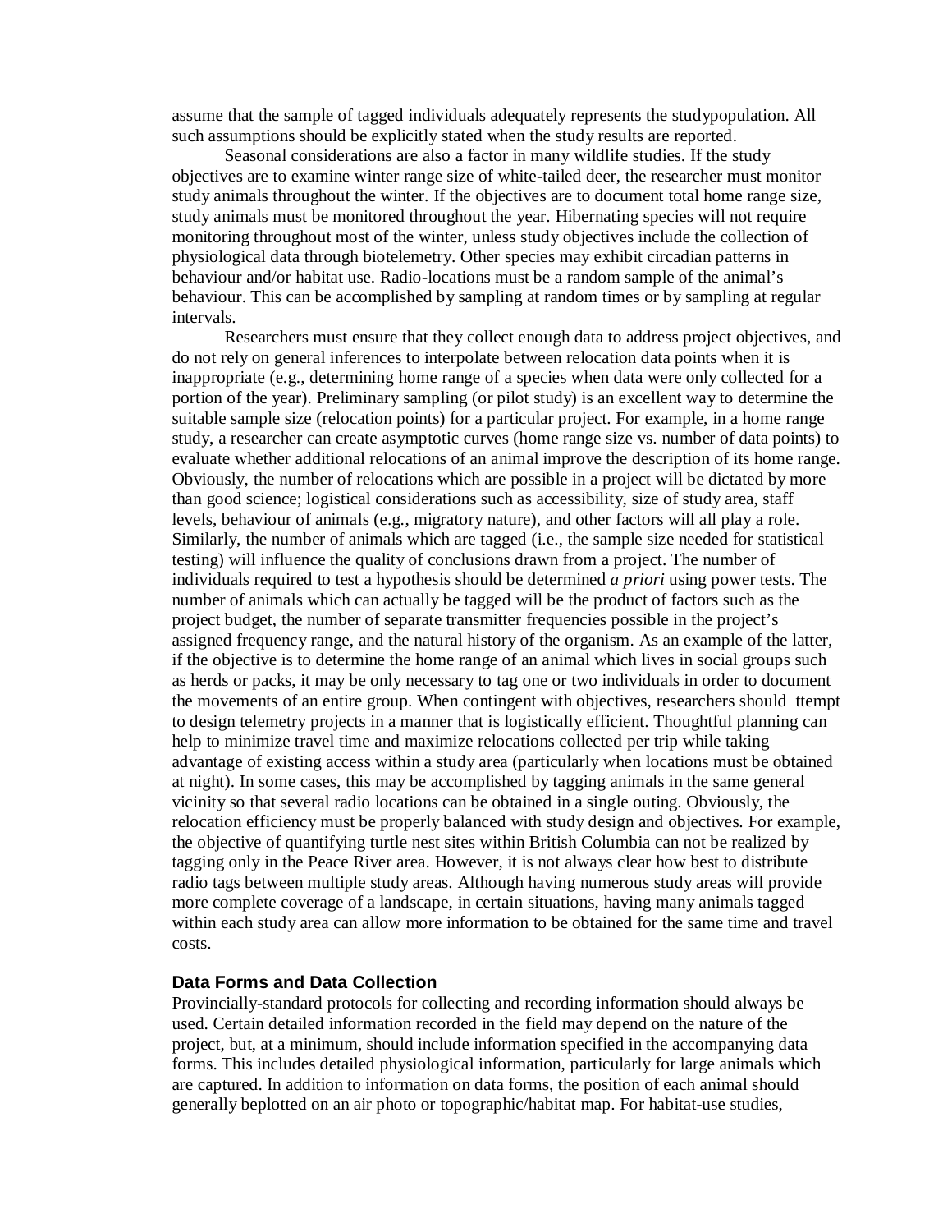assume that the sample of tagged individuals adequately represents the studypopulation. All such assumptions should be explicitly stated when the study results are reported.

Seasonal considerations are also a factor in many wildlife studies. If the study objectives are to examine winter range size of white-tailed deer, the researcher must monitor study animals throughout the winter. If the objectives are to document total home range size, study animals must be monitored throughout the year. Hibernating species will not require monitoring throughout most of the winter, unless study objectives include the collection of physiological data through biotelemetry. Other species may exhibit circadian patterns in behaviour and/or habitat use. Radio-locations must be a random sample of the animal's behaviour. This can be accomplished by sampling at random times or by sampling at regular intervals.

Researchers must ensure that they collect enough data to address project objectives, and do not rely on general inferences to interpolate between relocation data points when it is inappropriate (e.g., determining home range of a species when data were only collected for a portion of the year). Preliminary sampling (or pilot study) is an excellent way to determine the suitable sample size (relocation points) for a particular project. For example, in a home range study, a researcher can create asymptotic curves (home range size vs. number of data points) to evaluate whether additional relocations of an animal improve the description of its home range. Obviously, the number of relocations which are possible in a project will be dictated by more than good science; logistical considerations such as accessibility, size of study area, staff levels, behaviour of animals (e.g., migratory nature), and other factors will all play a role. Similarly, the number of animals which are tagged (i.e., the sample size needed for statistical testing) will influence the quality of conclusions drawn from a project. The number of individuals required to test a hypothesis should be determined *a priori* using power tests. The number of animals which can actually be tagged will be the product of factors such as the project budget, the number of separate transmitter frequencies possible in the project's assigned frequency range, and the natural history of the organism. As an example of the latter, if the objective is to determine the home range of an animal which lives in social groups such as herds or packs, it may be only necessary to tag one or two individuals in order to document the movements of an entire group. When contingent with objectives, researchers should ttempt to design telemetry projects in a manner that is logistically efficient. Thoughtful planning can help to minimize travel time and maximize relocations collected per trip while taking advantage of existing access within a study area (particularly when locations must be obtained at night). In some cases, this may be accomplished by tagging animals in the same general vicinity so that several radio locations can be obtained in a single outing. Obviously, the relocation efficiency must be properly balanced with study design and objectives. For example, the objective of quantifying turtle nest sites within British Columbia can not be realized by tagging only in the Peace River area. However, it is not always clear how best to distribute radio tags between multiple study areas. Although having numerous study areas will provide more complete coverage of a landscape, in certain situations, having many animals tagged within each study area can allow more information to be obtained for the same time and travel costs.

### Data Forms and Data Collection

Provincially-standard protocols for collecting and recording information should always be used. Certain detailed information recorded in the field may depend on the nature of the project, but, at a minimum, should include information specified in the accompanying data forms. This includes detailed physiological information, particularly for large animals which are captured. In addition to information on data forms, the position of each animal should generally beplotted on an air photo or topographic/habitat map. For habitat-use studies,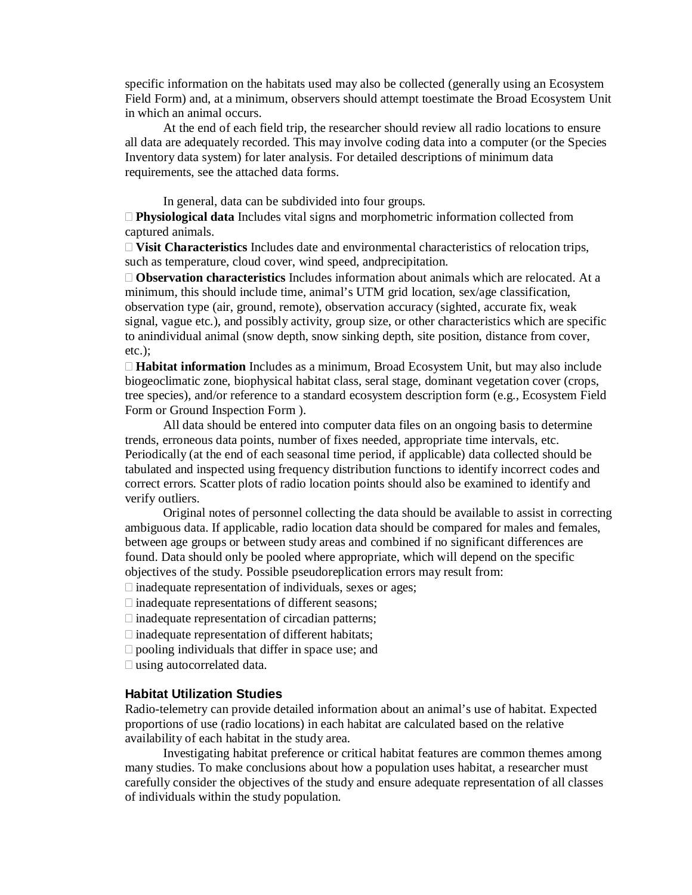specific information on the habitats used may also be collected (generally using an Ecosystem Field Form) and, at a minimum, observers should attempt toestimate the Broad Ecosystem Unit in which an animal occurs.

At the end of each field trip, the researcher should review all radio locations to ensure all data are adequately recorded. This may involve coding data into a computer (or the Species Inventory data system) for later analysis. For detailed descriptions of minimum data requirements, see the attached data forms.

In general, data can be subdivided into four groups.

- **Physiological data** Includes vital signs and morphometric information collected from captured animals.
- **Visit Characteristics** Includes date and environmental characteristics of relocation trips, such as temperature, cloud cover, wind speed, andprecipitation.
- **Observation characteristics** Includes information about animals which are relocated. At a minimum, this should include time, animal's UTM grid location, sex/age classification, observation type (air, ground, remote), observation accuracy (sighted, accurate fix, weak signal, vague etc.), and possibly activity, group size, or other characteristics which are specific to anindividual animal (snow depth, snow sinking depth, site position, distance from cover, etc.);
- **Habitat information** Includes as a minimum, Broad Ecosystem Unit, but may also include biogeoclimatic zone, biophysical habitat class, seral stage, dominant vegetation cover (crops, tree species), and/or reference to a standard ecosystem description form (e.g., Ecosystem Field Form or Ground Inspection Form ).

All data should be entered into computer data files on an ongoing basis to determine trends, erroneous data points, number of fixes needed, appropriate time intervals, etc. Periodically (at the end of each seasonal time period, if applicable) data collected should be tabulated and inspected using frequency distribution functions to identify incorrect codes and correct errors. Scatter plots of radio location points should also be examined to identify and verify outliers.

Original notes of personnel collecting the data should be available to assist in correcting ambiguous data. If applicable, radio location data should be compared for males and females, between age groups or between study areas and combined if no significant differences are found. Data should only be pooled where appropriate, which will depend on the specific objectives of the study. Possible pseudoreplication errors may result from:

- inadequate representation of individuals, sexes or ages;
- inadequate representations of different seasons;
- inadequate representation of circadian patterns;
- inadequate representation of different habitats;
- pooling individuals that differ in space use; and
- using autocorrelated data.

### Habitat Utilization Studies

Radio-telemetry can provide detailed information about an animal's use of habitat. Expected proportions of use (radio locations) in each habitat are calculated based on the relative availability of each habitat in the study area.

Investigating habitat preference or critical habitat features are common themes among many studies. To make conclusions about how a population uses habitat, a researcher must carefully consider the objectives of the study and ensure adequate representation of all classes of individuals within the study population.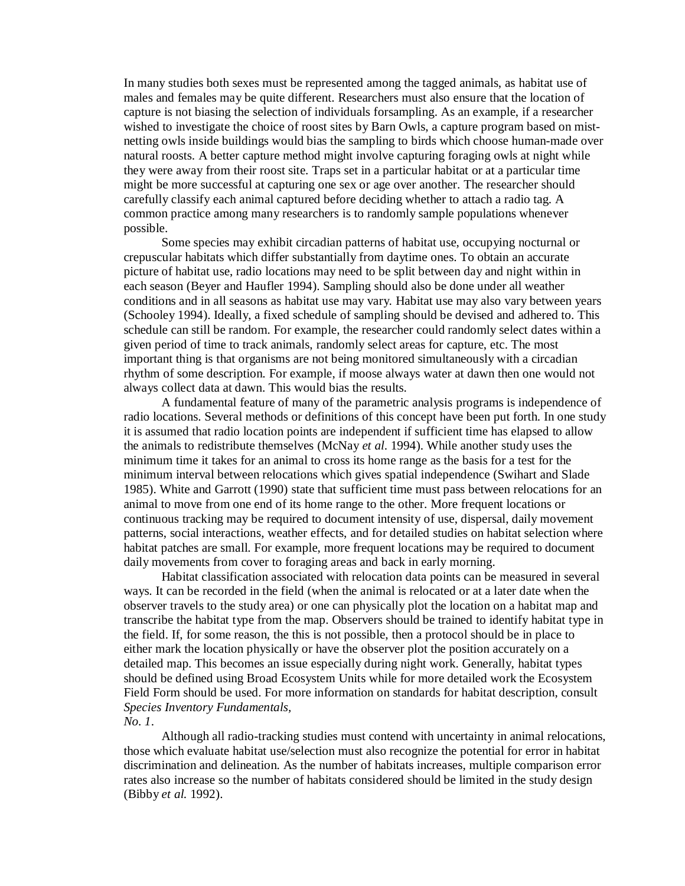In many studies both sexes must be represented among the tagged animals, as habitat use of males and females may be quite different. Researchers must also ensure that the location of capture is not biasing the selection of individuals forsampling. As an example, if a researcher wished to investigate the choice of roost sites by Barn Owls, a capture program based on mist-netting owls inside buildings would bias the sampling to birds which choose human-made over natural roosts. A better capture method might involve capturing foraging owls at night while they were away from their roost site. Traps set in a particular habitat or at a particular time might be more successful at capturing one sex or age over another. The researcher should carefully classify each animal captured before deciding whether to attach a radio tag. A common practice among many researchers is to randomly sample populations whenever possible.

Some species may exhibit circadian patterns of habitat use, occupying nocturnal or crepuscular habitats which differ substantially from daytime ones. To obtain an accurate picture of habitat use, radio locations may need to be split between day and night within in each season (Beyer and Haufler 1994). Sampling should also be done under all weather conditions and in all seasons as habitat use may vary. Habitat use may also vary between years (Schooley 1994). Ideally, a fixed schedule of sampling should be devised and adhered to. This schedule can still be random. For example, the researcher could randomly select dates within a given period of time to track animals, randomly select areas for capture, etc. The most important thing is that organisms are not being monitored simultaneously with a circadian rhythm of some description. For example, if moose always water at dawn then one would not always collect data at dawn. This would bias the results.

A fundamental feature of many of the parametric analysis programs is independence of radio locations. Several methods or definitions of this concept have been put forth. In one study it is assumed that radio location points are independent if sufficient time has elapsed to allow the animals to redistribute themselves (McNay *et al*. 1994). While another study uses the minimum time it takes for an animal to cross its home range as the basis for a test for the minimum interval between relocations which gives spatial independence (Swihart and Slade 1985). White and Garrott (1990) state that sufficient time must pass between relocations for an animal to move from one end of its home range to the other. More frequent locations or continuous tracking may be required to document intensity of use, dispersal, daily movement patterns, social interactions, weather effects, and for detailed studies on habitat selection where habitat patches are small. For example, more frequent locations may be required to document daily movements from cover to foraging areas and back in early morning.

Habitat classification associated with relocation data points can be measured in several ways. It can be recorded in the field (when the animal is relocated or at a later date when the observer travels to the study area) or one can physically plot the location on a habitat map and transcribe the habitat type from the map. Observers should be trained to identify habitat type in the field. If, for some reason, the this is not possible, then a protocol should be in place to either mark the location physically or have the observer plot the position accurately on a detailed map. This becomes an issue especially during night work. Generally, habitat types should be defined using Broad Ecosystem Units while for more detailed work the Ecosystem Field Form should be used. For more information on standards for habitat description, consult *Species Inventory Fundamentals, No. 1*.

Although all radio-tracking studies must contend with uncertainty in animal relocations, those which evaluate habitat use/selection must also recognize the potential for error in habitat discrimination and delineation. As the number of habitats increases, multiple comparison error rates also increase so the number of habitats considered should be limited in the study design (Bibby *et al.* 1992).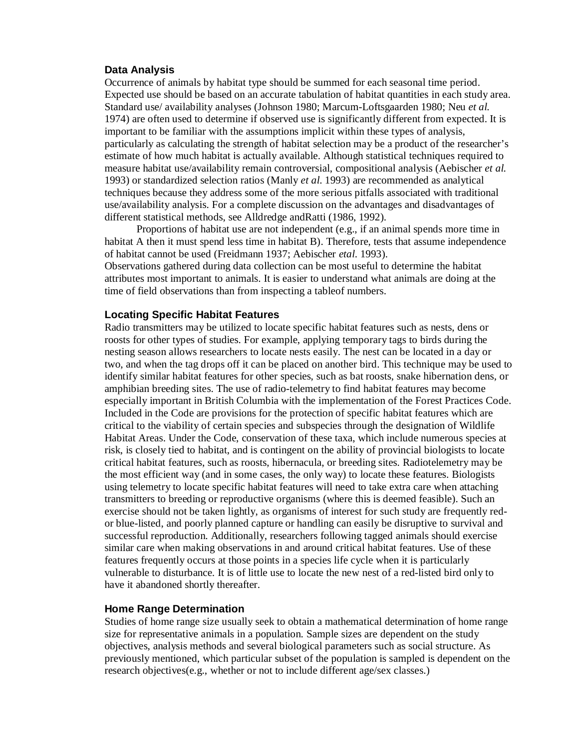## Data Analysis

Occurrence of animals by habitat type should be summed for each seasonal time period. Expected use should be based on an accurate tabulation of habitat quantities in each study area. Standard use/ availability analyses (Johnson 1980; Marcum-Loftsgaarden 1980; Neu *et al.* 1974) are often used to determine if observed use is significantly different from expected. It is important to be familiar with the assumptions implicit within these types of analysis, particularly as calculating the strength of habitat selection may be a product of the researcher's estimate of how much habitat is actually available. Although statistical techniques required to measure habitat use/availability remain controversial, compositional analysis (Aebischer *et al.* 1993) or standardized selection ratios (Manly *et al.* 1993) are recommended as analytical techniques because they address some of the more serious pitfalls associated with traditional use/availability analysis. For a complete discussion on the advantages and disadvantages of different statistical methods, see Alldredge andRatti (1986, 1992).

Proportions of habitat use are not independent (e.g., if an animal spends more time in habitat A then it must spend less time in habitat B). Therefore, tests that assume independence of habitat cannot be used (Freidmann 1937; Aebischer *etal.* 1993).

Observations gathered during data collection can be most useful to determine the habitat attributes most important to animals. It is easier to understand what animals are doing at the time of field observations than from inspecting a tableof numbers.

## Locating Specific Habitat Features

Radio transmitters may be utilized to locate specific habitat features such as nests, dens or roosts for other types of studies. For example, applying temporary tags to birds during the nesting season allows researchers to locate nests easily. The nest can be located in a day or two, and when the tag drops off it can be placed on another bird. This technique may be used to identify similar habitat features for other species, such as bat roosts, snake hibernation dens, or amphibian breeding sites. The use of radio-telemetry to find habitat features may become especially important in British Columbia with the implementation of the Forest Practices Code. Included in the Code are provisions for the protection of specific habitat features which are critical to the viability of certain species and subspecies through the designation of Wildlife Habitat Areas. Under the Code, conservation of these taxa, which include numerous species at risk, is closely tied to habitat, and is contingent on the ability of provincial biologists to locate critical habitat features, such as roosts, hibernacula, or breeding sites. Radiotelemetry may be the most efficient way (and in some cases, the only way) to locate these features. Biologists using telemetry to locate specific habitat features will need to take extra care when attaching transmitters to breeding or reproductive organisms (where this is deemed feasible). Such an exercise should not be taken lightly, as organisms of interest for such study are frequently red- or blue-listed, and poorly planned capture or handling can easily be disruptive to survival and successful reproduction. Additionally, researchers following tagged animals should exercise similar care when making observations in and around critical habitat features. Use of these features frequently occurs at those points in a species life cycle when it is particularly vulnerable to disturbance. It is of little use to locate the new nest of a red-listed bird only to have it abandoned shortly thereafter.

## Home Range Determination

Studies of home range size usually seek to obtain a mathematical determination of home range size for representative animals in a population. Sample sizes are dependent on the study objectives, analysis methods and several biological parameters such as social structure. As previously mentioned, which particular subset of the population is sampled is dependent on the research objectives(e.g., whether or not to include different age/sex classes.)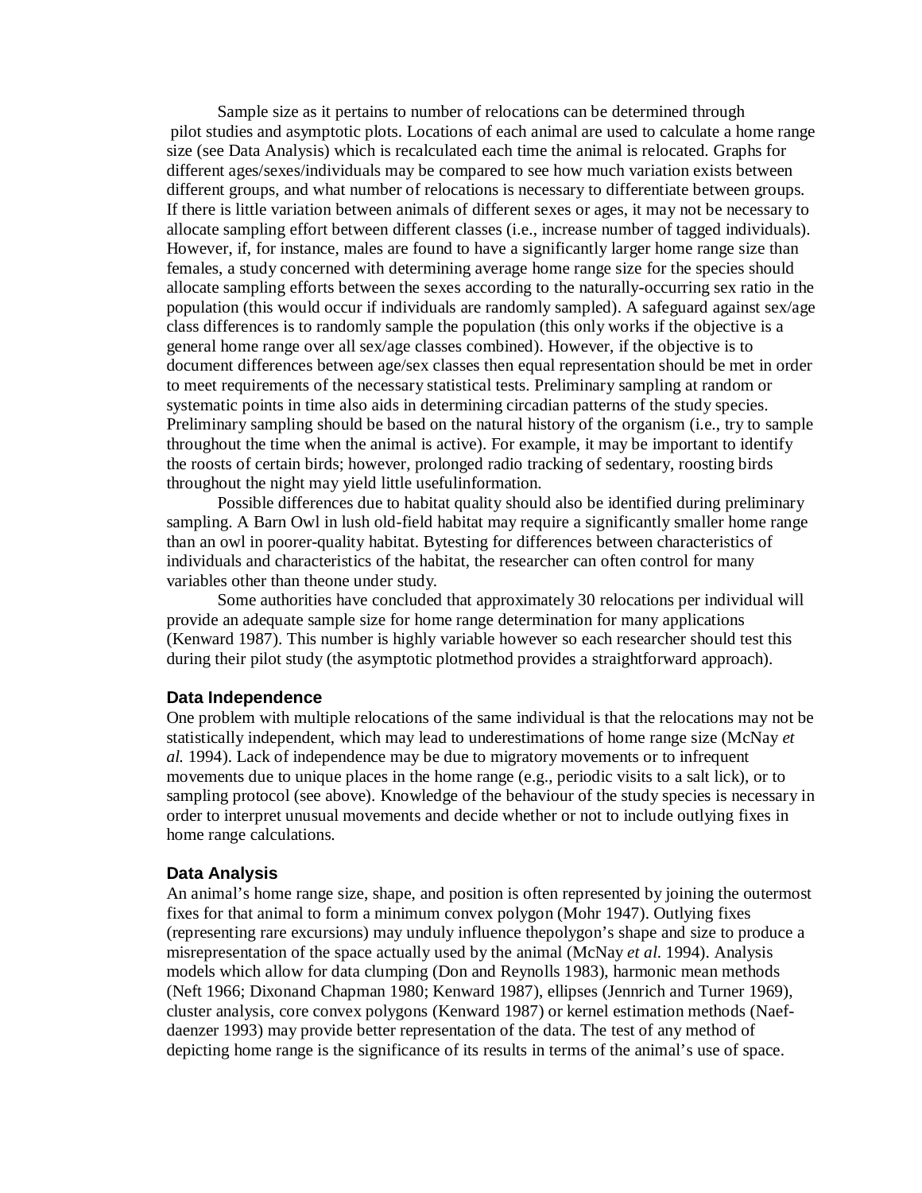Sample size as it pertains to number of relocations can be determined through pilot studies and asymptotic plots. Locations of each animal are used to calculate a home range size (see Data Analysis) which is recalculated each time the animal is relocated. Graphs for different ages/sexes/individuals may be compared to see how much variation exists between different groups, and what number of relocations is necessary to differentiate between groups. If there is little variation between animals of different sexes or ages, it may not be necessary to allocate sampling effort between different classes (i.e., increase number of tagged individuals). However, if, for instance, males are found to have a significantly larger home range size than females, a study concerned with determining average home range size for the species should allocate sampling efforts between the sexes according to the naturally-occurring sex ratio in the population (this would occur if individuals are randomly sampled). A safeguard against sex/age class differences is to randomly sample the population (this only works if the objective is a general home range over all sex/age classes combined). However, if the objective is to document differences between age/sex classes then equal representation should be met in order to meet requirements of the necessary statistical tests. Preliminary sampling at random or systematic points in time also aids in determining circadian patterns of the study species. Preliminary sampling should be based on the natural history of the organism (i.e., try to sample throughout the time when the animal is active). For example, it may be important to identify the roosts of certain birds; however, prolonged radio tracking of sedentary, roosting birds throughout the night may yield little usefulinformation.

Possible differences due to habitat quality should also be identified during preliminary sampling. A Barn Owl in lush old-field habitat may require a significantly smaller home range than an owl in poorer-quality habitat. Bytesting for differences between characteristics of individuals and characteristics of the habitat, the researcher can often control for many variables other than theone under study.

Some authorities have concluded that approximately 30 relocations per individual will provide an adequate sample size for home range determination for many applications (Kenward 1987). This number is highly variable however so each researcher should test this during their pilot study (the asymptotic plotmethod provides a straightforward approach).

### Data Independence

One problem with multiple relocations of the same individual is that the relocations may not be statistically independent, which may lead to underestimations of home range size (McNay *et al.* 1994). Lack of independence may be due to migratory movements or to infrequent movements due to unique places in the home range (e.g., periodic visits to a salt lick), or to sampling protocol (see above). Knowledge of the behaviour of the study species is necessary in order to interpret unusual movements and decide whether or not to include outlying fixes in home range calculations.

### Data Analysis

An animal's home range size, shape, and position is often represented by joining the outermost fixes for that animal to form a minimum convex polygon (Mohr 1947). Outlying fixes (representing rare excursions) may unduly influence thepolygon's shape and size to produce a misrepresentation of the space actually used by the animal (McNay *et al.* 1994). Analysis models which allow for data clumping (Don and Reynolls 1983), harmonic mean methods (Neft 1966; Dixonand Chapman 1980; Kenward 1987), ellipses (Jennrich and Turner 1969), cluster analysis, core convex polygons (Kenward 1987) or kernel estimation methods (Naef-daenzer 1993) may provide better representation of the data. The test of any method of depicting home range is the significance of its results in terms of the animal's use of space.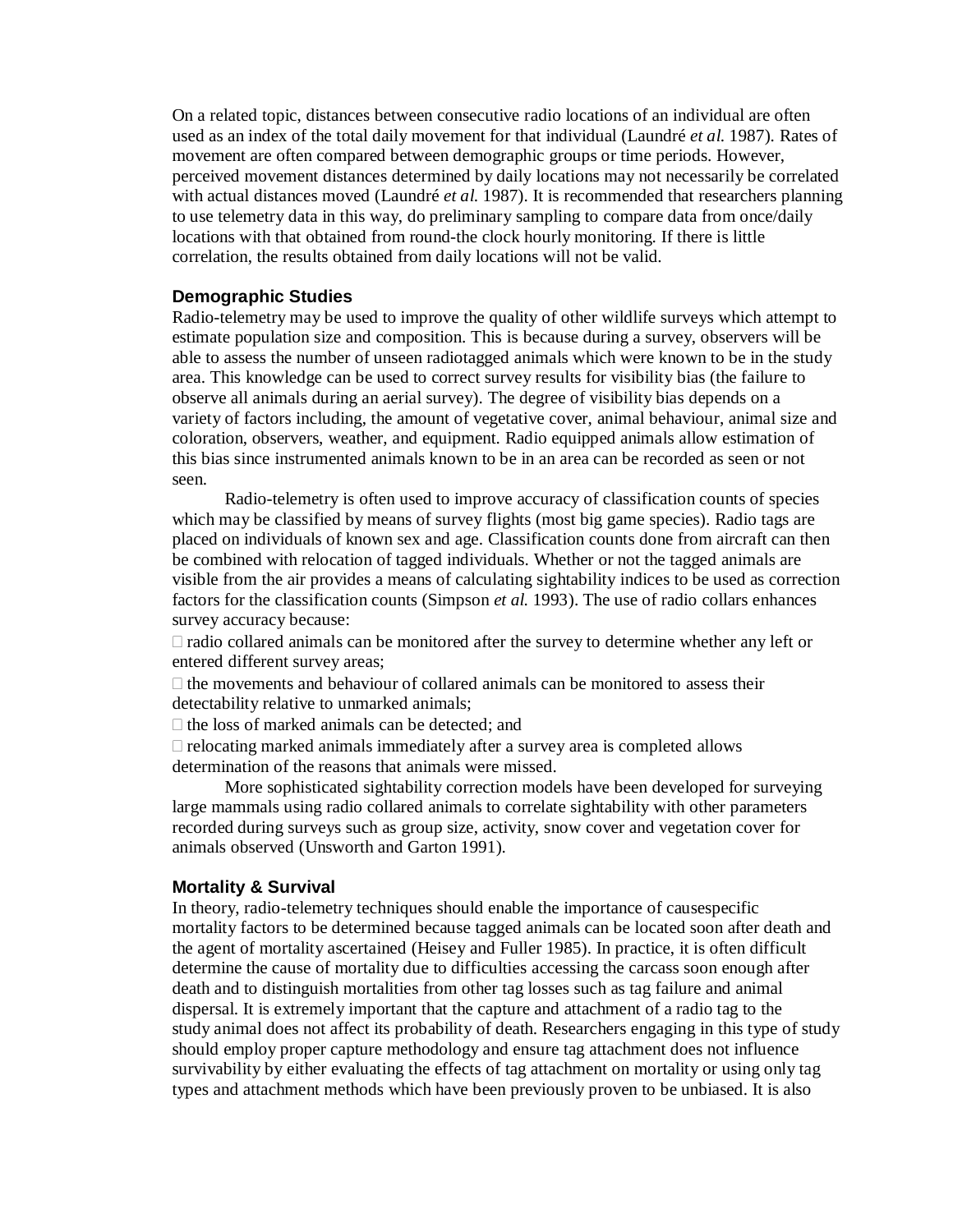On a related topic, distances between consecutive radio locations of an individual are often used as an index of the total daily movement for that individual (Laundré *et al.* 1987). Rates of movement are often compared between demographic groups or time periods. However, perceived movement distances determined by daily locations may not necessarily be correlated with actual distances moved (Laundré *et al.* 1987). It is recommended that researchers planning to use telemetry data in this way, do preliminary sampling to compare data from once/daily locations with that obtained from round-the clock hourly monitoring. If there is little correlation, the results obtained from daily locations will not be valid.

### Demographic Studies

Radio-telemetry may be used to improve the quality of other wildlife surveys which attempt to estimate population size and composition. This is because during a survey, observers will be able to assess the number of unseen radiotagged animals which were known to be in the study area. This knowledge can be used to correct survey results for visibility bias (the failure to observe all animals during an aerial survey). The degree of visibility bias depends on a variety of factors including, the amount of vegetative cover, animal behaviour, animal size and coloration, observers, weather, and equipment. Radio equipped animals allow estimation of this bias since instrumented animals known to be in an area can be recorded as seen or not seen.

Radio-telemetry is often used to improve accuracy of classification counts of species which may be classified by means of survey flights (most big game species). Radio tags are placed on individuals of known sex and age. Classification counts done from aircraft can then be combined with relocation of tagged individuals. Whether or not the tagged animals are visible from the air provides a means of calculating sightability indices to be used as correction factors for the classification counts (Simpson *et al.* 1993). The use of radio collars enhances survey accuracy because:

- radio collared animals can be monitored after the survey to determine whether any left or entered different survey areas;
- the movements and behaviour of collared animals can be monitored to assess their detectability relative to unmarked animals;
- the loss of marked animals can be detected; and
- relocating marked animals immediately after a survey area is completed allows determination of the reasons that animals were missed.

More sophisticated sightability correction models have been developed for surveying large mammals using radio collared animals to correlate sightability with other parameters recorded during surveys such as group size, activity, snow cover and vegetation cover for animals observed (Unsworth and Garton 1991).

### Mortality & Survival

In theory, radio-telemetry techniques should enable the importance of causespecific mortality factors to be determined because tagged animals can be located soon after death and the agent of mortality ascertained (Heisey and Fuller 1985). In practice, it is often difficult determine the cause of mortality due to difficulties accessing the carcass soon enough after death and to distinguish mortalities from other tag losses such as tag failure and animal dispersal. It is extremely important that the capture and attachment of a radio tag to the study animal does not affect its probability of death. Researchers engaging in this type of study should employ proper capture methodology and ensure tag attachment does not influence survivability by either evaluating the effects of tag attachment on mortality or using only tag types and attachment methods which have been previously proven to be unbiased. It is also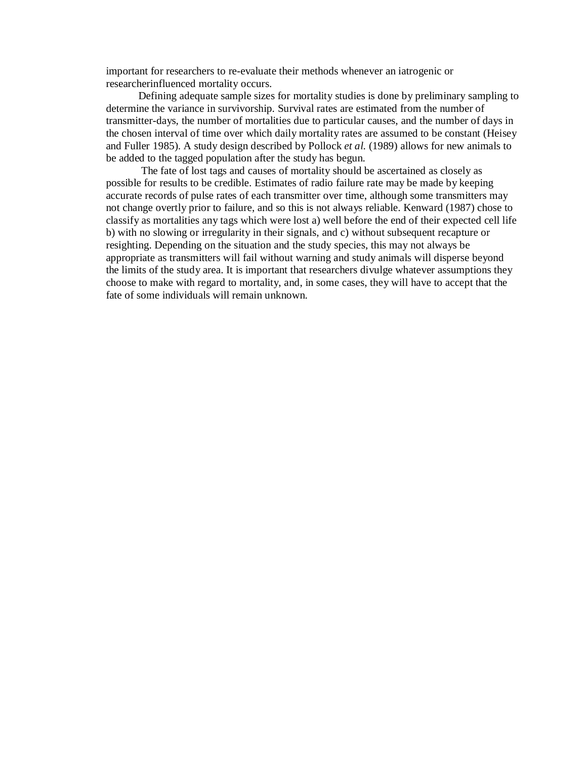important for researchers to re-evaluate their methods whenever an iatrogenic or researcherinfluenced mortality occurs.

Defining adequate sample sizes for mortality studies is done by preliminary sampling to determine the variance in survivorship. Survival rates are estimated from the number of transmitter-days, the number of mortalities due to particular causes, and the number of days in the chosen interval of time over which daily mortality rates are assumed to be constant (Heisey and Fuller 1985). A study design described by Pollock *et al.* (1989) allows for new animals to be added to the tagged population after the study has begun.

The fate of lost tags and causes of mortality should be ascertained as closely as possible for results to be credible. Estimates of radio failure rate may be made by keeping accurate records of pulse rates of each transmitter over time, although some transmitters may not change overtly prior to failure, and so this is not always reliable. Kenward (1987) chose to classify as mortalities any tags which were lost a) well before the end of their expected cell life b) with no slowing or irregularity in their signals, and c) without subsequent recapture or resighting. Depending on the situation and the study species, this may not always be appropriate as transmitters will fail without warning and study animals will disperse beyond the limits of the study area. It is important that researchers divulge whatever assumptions they choose to make with regard to mortality, and, in some cases, they will have to accept that the fate of some individuals will remain unknown.